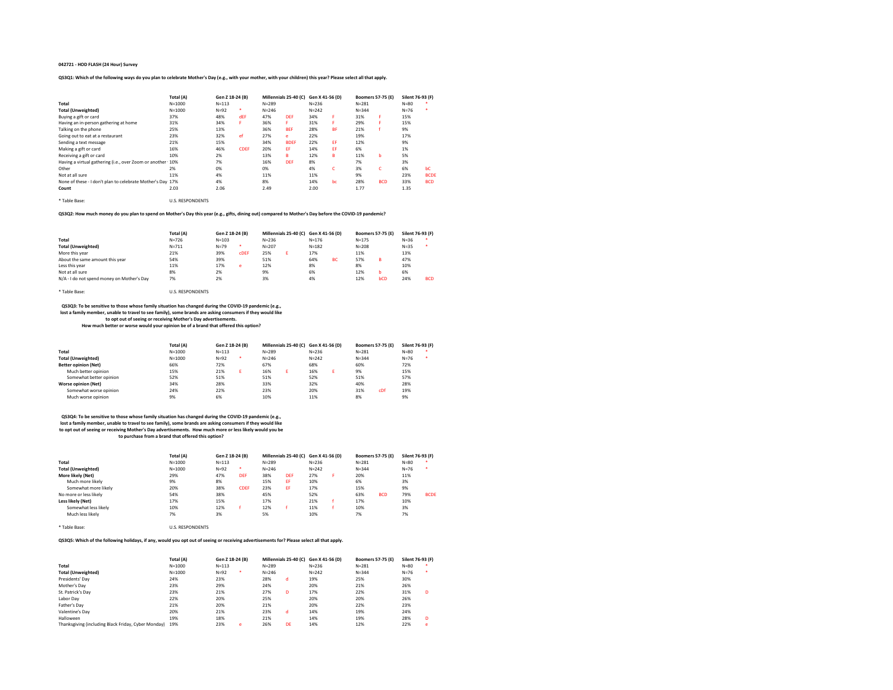**042721 - HOD FLASH (24 Hour) Survey**

**QS3Q1: Which of the following ways do you plan to celebrate Mother's Day (e.g., with your mother, with your children) this year? Please select all that apply.**

| | Total (A) | Gen Z 18-24 (B) | | Millennials 25-40 (C) | | Gen X 41-56 (D) | | Boomers 57-75 (E) | | Silent 76-93 (F) | |
|---|---|---|---|---|---|---|---|---|---|---|---|
| **Total** | N=1000 | N=113 | | N=289 | | N=236 | | N=281 | | N=80 | * |
| **Total (Unweighted)** | N=1000 | N=92 | * | N=246 | | N=242 | | N=344 | | N=76 | * |
| Buying a gift or card | 37% | 48% | dEF | 47% | DEF | 34% | F | 31% | F | 15% | |
| Having an in-person gathering at home | 31% | 34% | F | 36% | F | 31% | F | 29% | F | 15% | |
| Talking on the phone | 25% | 13% | | 36% | BEF | 28% | BF | 21% | f | 9% | |
| Going out to eat at a restaurant | 23% | 32% | ef | 27% | e | 22% | | 19% | | 17% | |
| Sending a text message | 21% | 15% | | 34% | BDEF | 22% | EF | 12% | | 9% | |
| Making a gift or card | 16% | 46% | CDEF | 20% | EF | 14% | EF | 6% | | 1% | |
| Receiving a gift or card | 10% | 2% | | 13% | B | 12% | B | 11% | b | 5% | |
| Having a virtual gathering (i.e., over Zoom or another | 10% | 7% | | 16% | DEF | 8% | | 7% | | 3% | |
| Other | 2% | 0% | | 0% | | 4% | C | 3% | C | 6% | bC |
| Not at all sure | 11% | 4% | | 11% | | 11% | | 9% | | 23% | BCDE |
| None of these - I don't plan to celebrate Mother's Day | 17% | 4% | | 8% | | 14% | bc | 28% | BCD | 33% | BCD |
| **Count** | 2.03 | 2.06 | | 2.49 | | 2.00 | | 1.77 | | 1.35 | |

* Table Base: U.S. RESPONDENTS

**QS3Q2: How much money do you plan to spend on Mother's Day this year (e.g., gifts, dining out) compared to Mother's Day before the COVID-19 pandemic?**

| | Total (A) | Gen Z 18-24 (B) | | Millennials 25-40 (C) | | Gen X 41-56 (D) | | Boomers 57-75 (E) | | Silent 76-93 (F) | |
|---|---|---|---|---|---|---|---|---|---|---|---|
| **Total** | N=726 | N=103 | | N=236 | | N=176 | | N=175 | | N=36 | * |
| **Total (Unweighted)** | N=711 | N=79 | * | N=207 | | N=182 | | N=208 | | N=35 | * |
| More this year | 21% | 39% | cDEF | 25% | E | 17% | | 11% | | 13% | |
| About the same amount this year | 54% | 39% | | 51% | | 64% | BC | 57% | B | 47% | |
| Less this year | 11% | 17% | e | 12% | | 8% | | 8% | | 10% | |
| Not at all sure | 8% | 2% | | 9% | | 6% | | 12% | b | 6% | |
| N/A - I do not spend money on Mother's Day | 7% | 2% | | 3% | | 4% | | 12% | bCD | 24% | BCD |

* Table Base: U.S. RESPONDENTS

**QS3Q3: To be sensitive to those whose family situation has changed during the COVID-19 pandemic (e.g., lost a family member, unable to travel to see family), some brands are asking consumers if they would like to opt out of seeing or receiving Mother's Day advertisements. How much better or worse would your opinion be of a brand that offered this option?**

| | Total (A) | Gen Z 18-24 (B) | | Millennials 25-40 (C) | | Gen X 41-56 (D) | | Boomers 57-75 (E) | | Silent 76-93 (F) | |
|---|---|---|---|---|---|---|---|---|---|---|---|
| **Total** | N=1000 | N=113 | | N=289 | | N=236 | | N=281 | | N=80 | * |
| **Total (Unweighted)** | N=1000 | N=92 | * | N=246 | | N=242 | | N=344 | | N=76 | * |
| **Better opinion (Net)** | 66% | 72% | | 67% | | 68% | | 60% | | 72% | |
| Much better opinion | 15% | 21% | E | 16% | E | 16% | E | 9% | | 15% | |
| Somewhat better opinion | 52% | 51% | | 51% | | 52% | | 51% | | 57% | |
| **Worse opinion (Net)** | 34% | 28% | | 33% | | 32% | | 40% | | 28% | |
| Somewhat worse opinion | 24% | 22% | | 23% | | 20% | | 31% | cDf | 19% | |
| Much worse opinion | 9% | 6% | | 10% | | 11% | | 8% | | 9% | |

**QS3Q4: To be sensitive to those whose family situation has changed during the COVID-19 pandemic (e.g., lost a family member, unable to travel to see family), some brands are asking consumers if they would like to opt out of seeing or receiving Mother's Day advertisements. How much more or less likely would you be to purchase from a brand that offered this option?**

| | Total (A) | Gen Z 18-24 (B) | | Millennials 25-40 (C) | | Gen X 41-56 (D) | | Boomers 57-75 (E) | | Silent 76-93 (F) | |
|---|---|---|---|---|---|---|---|---|---|---|---|
| **Total** | N=1000 | N=113 | | N=289 | | N=236 | | N=281 | | N=80 | * |
| **Total (Unweighted)** | N=1000 | N=92 | * | N=246 | | N=242 | | N=344 | | N=76 | * |
| **More likely (Net)** | 29% | 47% | DEF | 38% | DEF | 27% | F | 20% | | 11% | |
| Much more likely | 9% | 8% | | 15% | EF | 10% | | 6% | | 3% | |
| Somewhat more likely | 20% | 38% | CDEF | 23% | EF | 17% | | 15% | | 9% | |
| No more or less likely | 54% | 38% | | 45% | | 52% | | 63% | BCD | 79% | BCDE |
| **Less likely (Net)** | 17% | 15% | | 17% | | 21% | f | 17% | | 10% | |
| Somewhat less likely | 10% | 12% | f | 12% | f | 11% | f | 10% | | 3% | |
| Much less likely | 7% | 3% | | 5% | | 10% | | 7% | | 7% | |

* Table Base: U.S. RESPONDENTS

**QS3Q5: Which of the following holidays, if any, would you opt out of seeing or receiving advertisements for? Please select all that apply.**

| | Total (A) | Gen Z 18-24 (B) | | Millennials 25-40 (C) | | Gen X 41-56 (D) | | Boomers 57-75 (E) | | Silent 76-93 (F) | |
|---|---|---|---|---|---|---|---|---|---|---|---|
| **Total** | N=1000 | N=113 | | N=289 | | N=236 | | N=281 | | N=80 | * |
| **Total (Unweighted)** | N=1000 | N=92 | * | N=246 | | N=242 | | N=344 | | N=76 | * |
| Presidents' Day | 24% | 23% | | 28% | d | 19% | | 25% | | 30% | |
| Mother's Day | 23% | 29% | | 24% | | 20% | | 21% | | 26% | |
| St. Patrick's Day | 23% | 21% | | 27% | D | 17% | | 22% | | 31% | D |
| Labor Day | 22% | 20% | | 25% | | 20% | | 20% | | 26% | |
| Father's Day | 21% | 20% | | 21% | | 20% | | 22% | | 23% | |
| Valentine's Day | 20% | 21% | | 23% | d | 14% | | 19% | | 24% | |
| Halloween | 19% | 18% | | 21% | | 14% | | 19% | | 28% | D |
| Thanksgiving (including Black Friday, Cyber Monday) | 19% | 23% | e | 26% | DE | 14% | | 12% | | 22% | e |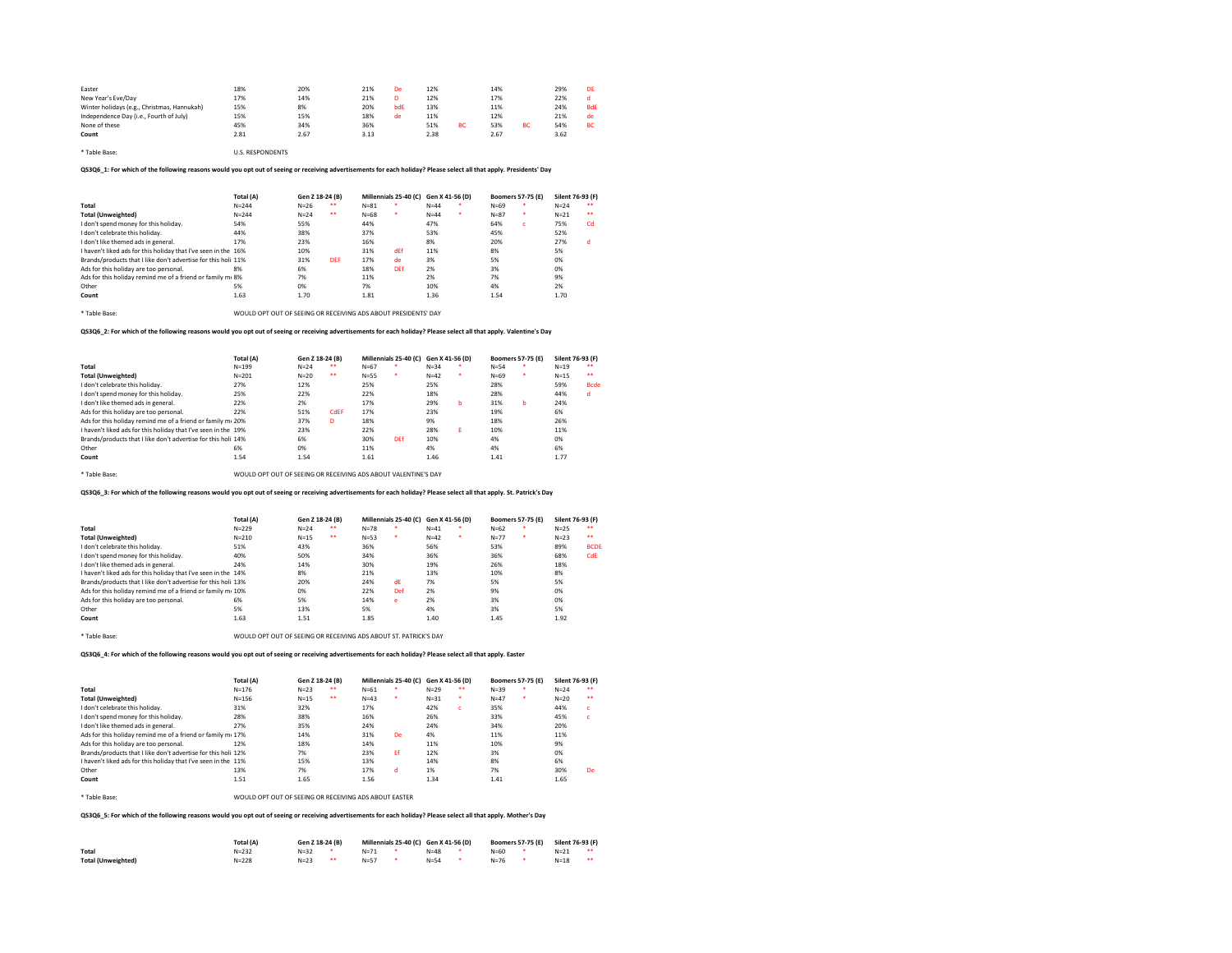| | | | | | | | | | | | |
|---|---|---|---|---|---|---|---|---|---|---|---|
| Easter | 18% | 20% | | 21% | De | 12% | | 14% | | 29% | DE |
| New Year's Eve/Day | 17% | 14% | | 21% | D | 12% | | 17% | | 22% | d |
| Winter holidays (e.g., Christmas, Hannukah) | 15% | 8% | | 20% | bdE | 13% | | 11% | | 24% | BdE |
| Independence Day (i.e., Fourth of July) | 15% | 15% | | 18% | de | 11% | | 12% | | 21% | de |
| None of these | 45% | 34% | | 36% | | 51% | BC | 53% | BC | 54% | BC |
| **Count** | 2.81 | 2.67 | | 3.13 | | 2.38 | | 2.67 | | 3.62 | |

* Table Base: U.S. RESPONDENTS

**QS3Q6_1: For which of the following reasons would you opt out of seeing or receiving advertisements for each holiday? Please select all that apply. Presidents' Day**

| | Total (A) | Gen Z 18-24 (B) | | Millennials 25-40 (C) | | Gen X 41-56 (D) | | Boomers 57-75 (E) | | Silent 76-93 (F) | |
|---|---|---|---|---|---|---|---|---|---|---|---|
| **Total** | N=244 | N=26 | ** | N=81 | * | N=44 | * | N=69 | * | N=24 | ** |
| **Total (Unweighted)** | N=244 | N=24 | ** | N=68 | * | N=44 | * | N=87 | * | N=21 | ** |
| I don't spend money for this holiday. | 54% | 55% | | 44% | | 47% | | 64% | c | 75% | Cd |
| I don't celebrate this holiday. | 44% | 38% | | 37% | | 53% | | 45% | | 52% | |
| I don't like themed ads in general. | 17% | 23% | | 16% | | 8% | | 20% | | 27% | d |
| I haven't liked ads for this holiday that I've seen in the | 16% | 10% | | 31% | dEf | 11% | | 8% | | 5% | |
| Brands/products that I like don't advertise for this holi | 11% | 31% | DEF | 17% | de | 3% | | 5% | | 0% | |
| Ads for this holiday are too personal. | 8% | 6% | | 18% | DEf | 2% | | 3% | | 0% | |
| Ads for this holiday remind me of a friend or family m | 8% | 7% | | 11% | | 2% | | 7% | | 9% | |
| Other | 5% | 0% | | 7% | | 10% | | 4% | | 2% | |
| **Count** | 1.63 | 1.70 | | 1.81 | | 1.36 | | 1.54 | | 1.70 | |

* Table Base: WOULD OPT OUT OF SEEING OR RECEIVING ADS ABOUT PRESIDENTS' DAY

**QS3Q6_2: For which of the following reasons would you opt out of seeing or receiving advertisements for each holiday? Please select all that apply. Valentine's Day**

| | Total (A) | Gen Z 18-24 (B) | | Millennials 25-40 (C) | | Gen X 41-56 (D) | | Boomers 57-75 (E) | | Silent 76-93 (F) | |
|---|---|---|---|---|---|---|---|---|---|---|---|
| **Total** | N=199 | N=24 | ** | N=67 | * | N=34 | * | N=54 | * | N=19 | ** |
| **Total (Unweighted)** | N=201 | N=20 | ** | N=55 | * | N=42 | * | N=69 | * | N=15 | ** |
| I don't celebrate this holiday. | 27% | 12% | | 25% | | 25% | | 28% | | 59% | Bcde |
| I don't spend money for this holiday. | 25% | 22% | | 22% | | 18% | | 28% | | 44% | d |
| I don't like themed ads in general. | 22% | 2% | | 17% | | 29% | b | 31% | b | 24% | |
| Ads for this holiday are too personal. | 22% | 51% | CdEF | 17% | | 23% | | 19% | | 6% | |
| Ads for this holiday remind me of a friend or family m | 20% | 37% | D | 18% | | 9% | | 18% | | 26% | |
| I haven't liked ads for this holiday that I've seen in the | 19% | 23% | | 22% | | 28% | E | 10% | | 11% | |
| Brands/products that I like don't advertise for this holi | 14% | 6% | | 30% | DEf | 10% | | 4% | | 0% | |
| Other | 6% | 0% | | 11% | | 4% | | 4% | | 6% | |
| **Count** | 1.54 | 1.54 | | 1.61 | | 1.46 | | 1.41 | | 1.77 | |

* Table Base: WOULD OPT OUT OF SEEING OR RECEIVING ADS ABOUT VALENTINE'S DAY

**QS3Q6_3: For which of the following reasons would you opt out of seeing or receiving advertisements for each holiday? Please select all that apply. St. Patrick's Day**

| | Total (A) | Gen Z 18-24 (B) | | Millennials 25-40 (C) | | Gen X 41-56 (D) | | Boomers 57-75 (E) | | Silent 76-93 (F) | |
|---|---|---|---|---|---|---|---|---|---|---|---|
| **Total** | N=229 | N=24 | ** | N=78 | * | N=41 | * | N=62 | * | N=25 | ** |
| **Total (Unweighted)** | N=210 | N=15 | ** | N=53 | * | N=42 | * | N=77 | * | N=23 | ** |
| I don't celebrate this holiday. | 51% | 43% | | 36% | | 56% | | 53% | | 89% | BCDE |
| I don't spend money for this holiday. | 40% | 50% | | 34% | | 36% | | 36% | | 68% | CdE |
| I don't like themed ads in general. | 24% | 14% | | 30% | | 19% | | 26% | | 18% | |
| I haven't liked ads for this holiday that I've seen in the | 14% | 8% | | 21% | | 13% | | 10% | | 8% | |
| Brands/products that I like don't advertise for this holi | 13% | 20% | | 24% | dE | 7% | | 5% | | 5% | |
| Ads for this holiday remind me of a friend or family m | 10% | 0% | | 22% | Def | 2% | | 9% | | 0% | |
| Ads for this holiday are too personal. | 6% | 5% | | 14% | e | 2% | | 3% | | 0% | |
| Other | 5% | 13% | | 5% | | 4% | | 3% | | 5% | |
| **Count** | 1.63 | 1.51 | | 1.85 | | 1.40 | | 1.45 | | 1.92 | |

* Table Base: WOULD OPT OUT OF SEEING OR RECEIVING ADS ABOUT ST. PATRICK'S DAY

**QS3Q6_4: For which of the following reasons would you opt out of seeing or receiving advertisements for each holiday? Please select all that apply. Easter**

| | Total (A) | Gen Z 18-24 (B) | | Millennials 25-40 (C) | | Gen X 41-56 (D) | | Boomers 57-75 (E) | | Silent 76-93 (F) | |
|---|---|---|---|---|---|---|---|---|---|---|---|
| **Total** | N=176 | N=23 | ** | N=61 | * | N=29 | ** | N=39 | * | N=24 | ** |
| **Total (Unweighted)** | N=156 | N=15 | ** | N=43 | * | N=31 | * | N=47 | * | N=20 | ** |
| I don't celebrate this holiday. | 31% | 32% | | 17% | | 42% | c | 35% | | 44% | c |
| I don't spend money for this holiday. | 28% | 38% | | 16% | | 26% | | 33% | | 45% | c |
| I don't like themed ads in general. | 27% | 35% | | 24% | | 24% | | 34% | | 20% | |
| Ads for this holiday remind me of a friend or family m | 17% | 14% | | 31% | De | 4% | | 11% | | 11% | |
| Ads for this holiday are too personal. | 12% | 18% | | 14% | | 11% | | 10% | | 9% | |
| Brands/products that I like don't advertise for this holi | 12% | 7% | | 23% | Ef | 12% | | 3% | | 0% | |
| I haven't liked ads for this holiday that I've seen in the | 11% | 15% | | 13% | | 14% | | 8% | | 6% | |
| Other | 13% | 7% | | 17% | d | 1% | | 7% | | 30% | De |
| **Count** | 1.51 | 1.65 | | 1.56 | | 1.34 | | 1.41 | | 1.65 | |

* Table Base: WOULD OPT OUT OF SEEING OR RECEIVING ADS ABOUT EASTER

**QS3Q6_5: For which of the following reasons would you opt out of seeing or receiving advertisements for each holiday? Please select all that apply. Mother's Day**

| | Total (A) | Gen Z 18-24 (B) | | Millennials 25-40 (C) | | Gen X 41-56 (D) | | Boomers 57-75 (E) | | Silent 76-93 (F) | |
|---|---|---|---|---|---|---|---|---|---|---|---|
| **Total** | N=232 | N=32 | * | N=71 | * | N=48 | * | N=60 | * | N=21 | ** |
| **Total (Unweighted)** | N=228 | N=23 | ** | N=57 | * | N=54 | * | N=76 | * | N=18 | ** |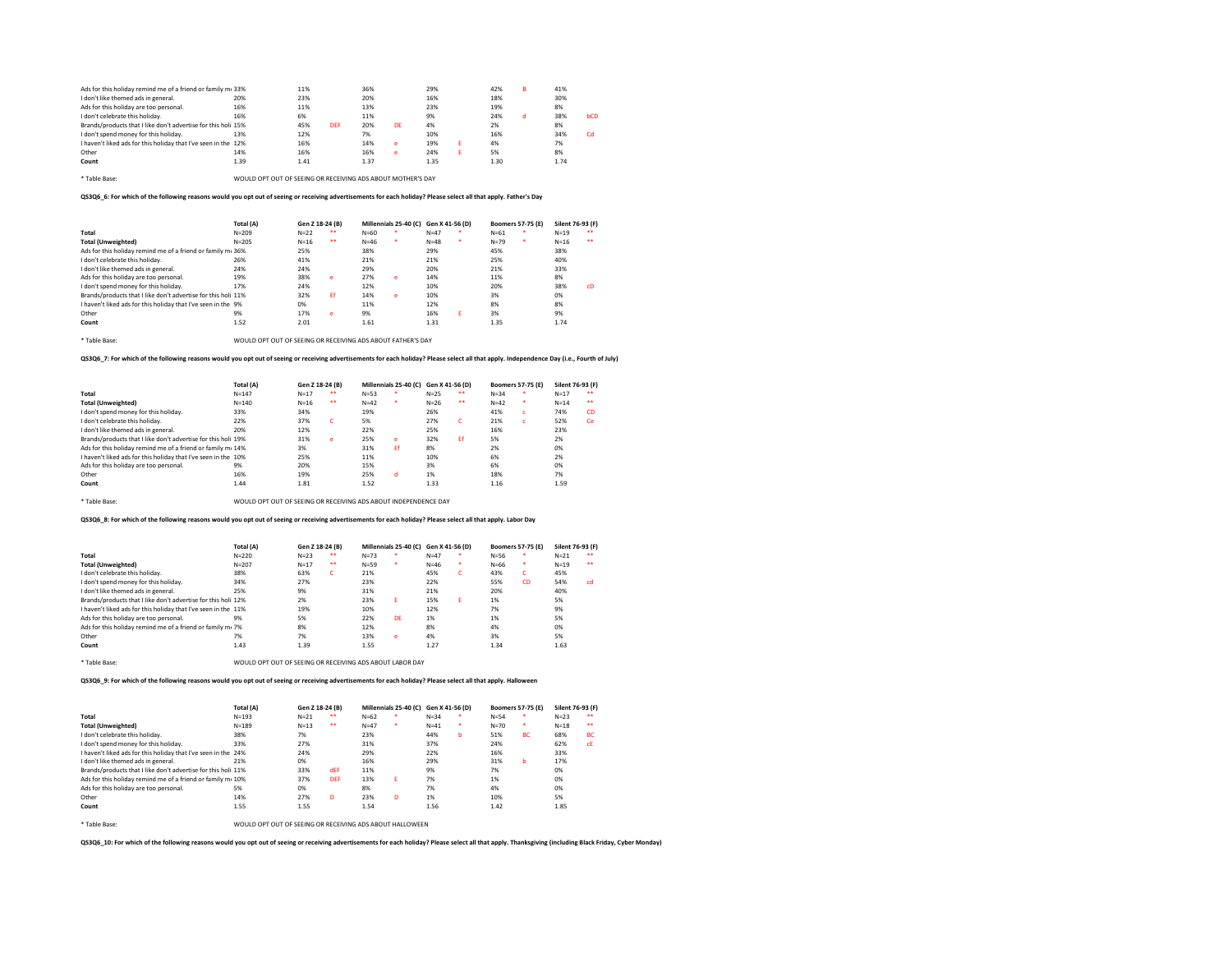| | Total (A) | Gen Z 18-24 (B) | | Millennials 25-40 (C) | | Gen X 41-56 (D) | | Boomers 57-75 (E) | | Silent 76-93 (F) | |
|---|---|---|---|---|---|---|---|---|---|---|---|
| Ads for this holiday remind me of a friend or family m | 33% | 11% | | 36% | | 29% | | 42% | B | 41% | |
| I don't like themed ads in general. | 20% | 23% | | 20% | | 16% | | 18% | | 30% | |
| Ads for this holiday are too personal. | 16% | 11% | | 13% | | 23% | | 19% | | 8% | |
| I don't celebrate this holiday. | 16% | 6% | | 11% | | 9% | | 24% | d | 38% | bCD |
| Brands/products that I like don't advertise for this holi | 15% | 45% | DEF | 20% | DE | 4% | | 2% | | 8% | |
| I don't spend money for this holiday. | 13% | 12% | | 7% | | 10% | | 16% | | 34% | Cd |
| I haven't liked ads for this holiday that I've seen in the | 12% | 16% | | 14% | e | 19% | E | 4% | | 7% | |
| Other | 14% | 16% | | 16% | e | 24% | E | 5% | | 8% | |
| **Count** | 1.39 | 1.41 | | 1.37 | | 1.35 | | 1.30 | | 1.74 | |

\* Table Base: WOULD OPT OUT OF SEEING OR RECEIVING ADS ABOUT MOTHER'S DAY

**QS3Q6_6: For which of the following reasons would you opt out of seeing or receiving advertisements for each holiday? Please select all that apply. Father's Day**

| | Total (A) | Gen Z 18-24 (B) | | Millennials 25-40 (C) | | Gen X 41-56 (D) | | Boomers 57-75 (E) | | Silent 76-93 (F) | |
|---|---|---|---|---|---|---|---|---|---|---|---|
| **Total** | N=209 | N=22 | ** | N=60 | * | N=47 | * | N=61 | * | N=19 | ** |
| **Total (Unweighted)** | N=205 | N=16 | ** | N=46 | * | N=48 | * | N=79 | * | N=16 | ** |
| Ads for this holiday remind me of a friend or family m | 36% | 25% | | 38% | | 29% | | 45% | | 38% | |
| I don't celebrate this holiday. | 26% | 41% | | 21% | | 21% | | 25% | | 40% | |
| I don't like themed ads in general. | 24% | 24% | | 29% | | 20% | | 21% | | 33% | |
| Ads for this holiday are too personal. | 19% | 38% | e | 27% | e | 14% | | 11% | | 8% | |
| I don't spend money for this holiday. | 17% | 24% | | 12% | | 10% | | 20% | | 38% | cD |
| Brands/products that I like don't advertise for this holi | 11% | 32% | Ef | 14% | e | 10% | | 3% | | 0% | |
| I haven't liked ads for this holiday that I've seen in the | 9% | 0% | | 11% | | 12% | | 8% | | 8% | |
| Other | 9% | 17% | e | 9% | | 16% | E | 3% | | 9% | |
| **Count** | 1.52 | 2.01 | | 1.61 | | 1.31 | | 1.35 | | 1.74 | |

\* Table Base: WOULD OPT OUT OF SEEING OR RECEIVING ADS ABOUT FATHER'S DAY

**QS3Q6_7: For which of the following reasons would you opt out of seeing or receiving advertisements for each holiday? Please select all that apply. Independence Day (i.e., Fourth of July)**

| | Total (A) | Gen Z 18-24 (B) | | Millennials 25-40 (C) | | Gen X 41-56 (D) | | Boomers 57-75 (E) | | Silent 76-93 (F) | |
|---|---|---|---|---|---|---|---|---|---|---|---|
| **Total** | N=147 | N=17 | ** | N=53 | * | N=25 | ** | N=34 | * | N=17 | ** |
| **Total (Unweighted)** | N=140 | N=16 | ** | N=42 | * | N=26 | ** | N=42 | * | N=14 | ** |
| I don't spend money for this holiday. | 33% | 34% | | 19% | | 26% | | 41% | c | 74% | CD |
| I don't celebrate this holiday. | 22% | 37% | C | 5% | | 27% | C | 21% | c | 52% | Ce |
| I don't like themed ads in general. | 20% | 12% | | 22% | | 25% | | 16% | | 23% | |
| Brands/products that I like don't advertise for this holi | 19% | 31% | e | 25% | e | 32% | Ef | 5% | | 2% | |
| Ads for this holiday remind me of a friend or family m | 14% | 3% | | 31% | Ef | 8% | | 2% | | 0% | |
| I haven't liked ads for this holiday that I've seen in the | 10% | 25% | | 11% | | 10% | | 6% | | 2% | |
| Ads for this holiday are too personal. | 9% | 20% | | 15% | | 3% | | 6% | | 0% | |
| Other | 16% | 19% | | 25% | d | 1% | | 18% | | 7% | |
| **Count** | 1.44 | 1.81 | | 1.52 | | 1.33 | | 1.16 | | 1.59 | |

\* Table Base: WOULD OPT OUT OF SEEING OR RECEIVING ADS ABOUT INDEPENDENCE DAY

**QS3Q6_8: For which of the following reasons would you opt out of seeing or receiving advertisements for each holiday? Please select all that apply. Labor Day**

| | Total (A) | Gen Z 18-24 (B) | | Millennials 25-40 (C) | | Gen X 41-56 (D) | | Boomers 57-75 (E) | | Silent 76-93 (F) | |
|---|---|---|---|---|---|---|---|---|---|---|---|
| **Total** | N=220 | N=23 | ** | N=73 | * | N=47 | * | N=56 | * | N=21 | ** |
| **Total (Unweighted)** | N=207 | N=17 | ** | N=59 | * | N=46 | * | N=66 | * | N=19 | ** |
| I don't celebrate this holiday. | 38% | 63% | C | 21% | | 45% | C | 43% | C | 45% | |
| I don't spend money for this holiday. | 34% | 27% | | 23% | | 22% | | 55% | CD | 54% | cd |
| I don't like themed ads in general. | 25% | 9% | | 31% | | 21% | | 20% | | 40% | |
| Brands/products that I like don't advertise for this holi | 12% | 2% | | 23% | E | 15% | E | 1% | | 5% | |
| I haven't liked ads for this holiday that I've seen in the | 11% | 19% | | 10% | | 12% | | 7% | | 9% | |
| Ads for this holiday are too personal. | 9% | 5% | | 22% | DE | 1% | | 1% | | 5% | |
| Ads for this holiday remind me of a friend or family m | 7% | 8% | | 12% | | 8% | | 4% | | 0% | |
| Other | 7% | 7% | | 13% | e | 4% | | 3% | | 5% | |
| **Count** | 1.43 | 1.39 | | 1.55 | | 1.27 | | 1.34 | | 1.63 | |

\* Table Base: WOULD OPT OUT OF SEEING OR RECEIVING ADS ABOUT LABOR DAY

**QS3Q6_9: For which of the following reasons would you opt out of seeing or receiving advertisements for each holiday? Please select all that apply. Halloween**

| | Total (A) | Gen Z 18-24 (B) | | Millennials 25-40 (C) | | Gen X 41-56 (D) | | Boomers 57-75 (E) | | Silent 76-93 (F) | |
|---|---|---|---|---|---|---|---|---|---|---|---|
| **Total** | N=193 | N=21 | ** | N=62 | * | N=34 | * | N=54 | * | N=23 | ** |
| **Total (Unweighted)** | N=189 | N=13 | ** | N=47 | * | N=41 | * | N=70 | * | N=18 | ** |
| I don't celebrate this holiday. | 38% | 7% | | 23% | | 44% | b | 51% | BC | 68% | BC |
| I don't spend money for this holiday. | 33% | 27% | | 31% | | 37% | | 24% | | 62% | cE |
| I haven't liked ads for this holiday that I've seen in the | 24% | 24% | | 29% | | 22% | | 16% | | 33% | |
| I don't like themed ads in general. | 21% | 0% | | 16% | | 29% | | 31% | b | 17% | |
| Brands/products that I like don't advertise for this holi | 11% | 33% | dEF | 11% | | 9% | | 7% | | 0% | |
| Ads for this holiday remind me of a friend or family m | 10% | 37% | DEF | 13% | E | 7% | | 1% | | 0% | |
| Ads for this holiday are too personal. | 5% | 0% | | 8% | | 7% | | 4% | | 0% | |
| Other | 14% | 27% | D | 23% | D | 1% | | 10% | | 5% | |
| **Count** | 1.55 | 1.55 | | 1.54 | | 1.56 | | 1.42 | | 1.85 | |

\* Table Base: WOULD OPT OUT OF SEEING OR RECEIVING ADS ABOUT HALLOWEEN

**QS3Q6_10: For which of the following reasons would you opt out of seeing or receiving advertisements for each holiday? Please select all that apply. Thanksgiving (including Black Friday, Cyber Monday)**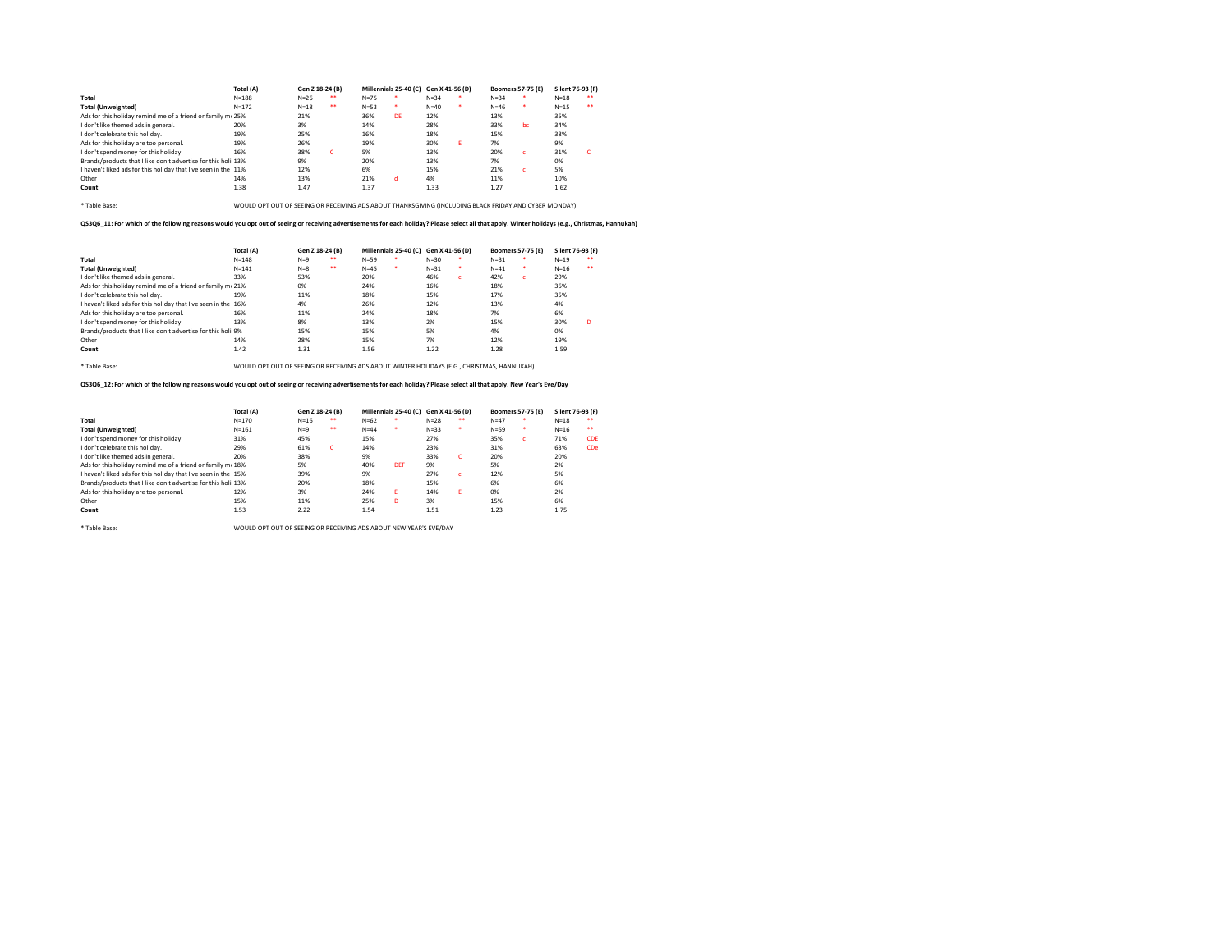| | Total (A) | Gen Z 18-24 (B) | | Millennials 25-40 (C) | | Gen X 41-56 (D) | | Boomers 57-75 (E) | | Silent 76-93 (F) | |
|---|---|---|---|---|---|---|---|---|---|---|---|
| **Total** | N=188 | N=26 | ** | N=75 | * | N=34 | * | N=34 | * | N=18 | ** |
| **Total (Unweighted)** | N=172 | N=18 | ** | N=53 | * | N=40 | * | N=46 | * | N=15 | ** |
| Ads for this holiday remind me of a friend or family me | 25% | 21% | | 36% | DE | 12% | | 13% | | 35% | |
| I don't like themed ads in general. | 20% | 3% | | 14% | | 28% | | 33% | bc | 34% | |
| I don't celebrate this holiday. | 19% | 25% | | 16% | | 18% | | 15% | | 38% | |
| Ads for this holiday are too personal. | 19% | 26% | | 19% | | 30% | E | 7% | | 9% | |
| I don't spend money for this holiday. | 16% | 38% | C | 5% | | 13% | | 20% | c | 31% | C |
| Brands/products that I like don't advertise for this holi | 13% | 9% | | 20% | | 13% | | 7% | | 0% | |
| I haven't liked ads for this holiday that I've seen in the | 11% | 12% | | 6% | | 15% | | 21% | c | 5% | |
| Other | 14% | 13% | | 21% | d | 4% | | 11% | | 10% | |
| **Count** | 1.38 | 1.47 | | 1.37 | | 1.33 | | 1.27 | | 1.62 | |

* Table Base: WOULD OPT OUT OF SEEING OR RECEIVING ADS ABOUT THANKSGIVING (INCLUDING BLACK FRIDAY AND CYBER MONDAY)

**QS3Q6_11: For which of the following reasons would you opt out of seeing or receiving advertisements for each holiday? Please select all that apply. Winter holidays (e.g., Christmas, Hannukah)**

| | Total (A) | Gen Z 18-24 (B) | | Millennials 25-40 (C) | | Gen X 41-56 (D) | | Boomers 57-75 (E) | | Silent 76-93 (F) | |
|---|---|---|---|---|---|---|---|---|---|---|---|
| **Total** | N=148 | N=9 | ** | N=59 | * | N=30 | * | N=31 | * | N=19 | ** |
| **Total (Unweighted)** | N=141 | N=8 | ** | N=45 | * | N=31 | * | N=41 | * | N=16 | ** |
| I don't like themed ads in general. | 33% | 53% | | 20% | | 46% | c | 42% | c | 29% | |
| Ads for this holiday remind me of a friend or family me | 21% | 0% | | 24% | | 16% | | 18% | | 36% | |
| I don't celebrate this holiday. | 19% | 11% | | 18% | | 15% | | 17% | | 35% | |
| I haven't liked ads for this holiday that I've seen in the | 16% | 4% | | 26% | | 12% | | 13% | | 4% | |
| Ads for this holiday are too personal. | 16% | 11% | | 24% | | 18% | | 7% | | 6% | |
| I don't spend money for this holiday. | 13% | 8% | | 13% | | 2% | | 15% | | 30% | D |
| Brands/products that I like don't advertise for this holi | 9% | 15% | | 15% | | 5% | | 4% | | 0% | |
| Other | 14% | 28% | | 15% | | 7% | | 12% | | 19% | |
| **Count** | 1.42 | 1.31 | | 1.56 | | 1.22 | | 1.28 | | 1.59 | |

* Table Base: WOULD OPT OUT OF SEEING OR RECEIVING ADS ABOUT WINTER HOLIDAYS (E.G., CHRISTMAS, HANNUKAH)

**QS3Q6_12: For which of the following reasons would you opt out of seeing or receiving advertisements for each holiday? Please select all that apply. New Year's Eve/Day**

| | Total (A) | Gen Z 18-24 (B) | | Millennials 25-40 (C) | | Gen X 41-56 (D) | | Boomers 57-75 (E) | | Silent 76-93 (F) | |
|---|---|---|---|---|---|---|---|---|---|---|---|
| **Total** | N=170 | N=16 | ** | N=62 | * | N=28 | ** | N=47 | * | N=18 | ** |
| **Total (Unweighted)** | N=161 | N=9 | ** | N=44 | * | N=33 | * | N=59 | * | N=16 | ** |
| I don't spend money for this holiday. | 31% | 45% | | 15% | | 27% | | 35% | c | 71% | CDE |
| I don't celebrate this holiday. | 29% | 61% | C | 14% | | 23% | | 31% | | 63% | CDe |
| I don't like themed ads in general. | 20% | 38% | | 9% | | 33% | C | 20% | | 20% | |
| Ads for this holiday remind me of a friend or family me | 18% | 5% | | 40% | DEF | 9% | | 5% | | 2% | |
| I haven't liked ads for this holiday that I've seen in the | 15% | 39% | | 9% | | 27% | c | 12% | | 5% | |
| Brands/products that I like don't advertise for this holi | 13% | 20% | | 18% | | 15% | | 6% | | 6% | |
| Ads for this holiday are too personal. | 12% | 3% | | 24% | E | 14% | E | 0% | | 2% | |
| Other | 15% | 11% | | 25% | D | 3% | | 15% | | 6% | |
| **Count** | 1.53 | 2.22 | | 1.54 | | 1.51 | | 1.23 | | 1.75 | |

* Table Base: WOULD OPT OUT OF SEEING OR RECEIVING ADS ABOUT NEW YEAR'S EVE/DAY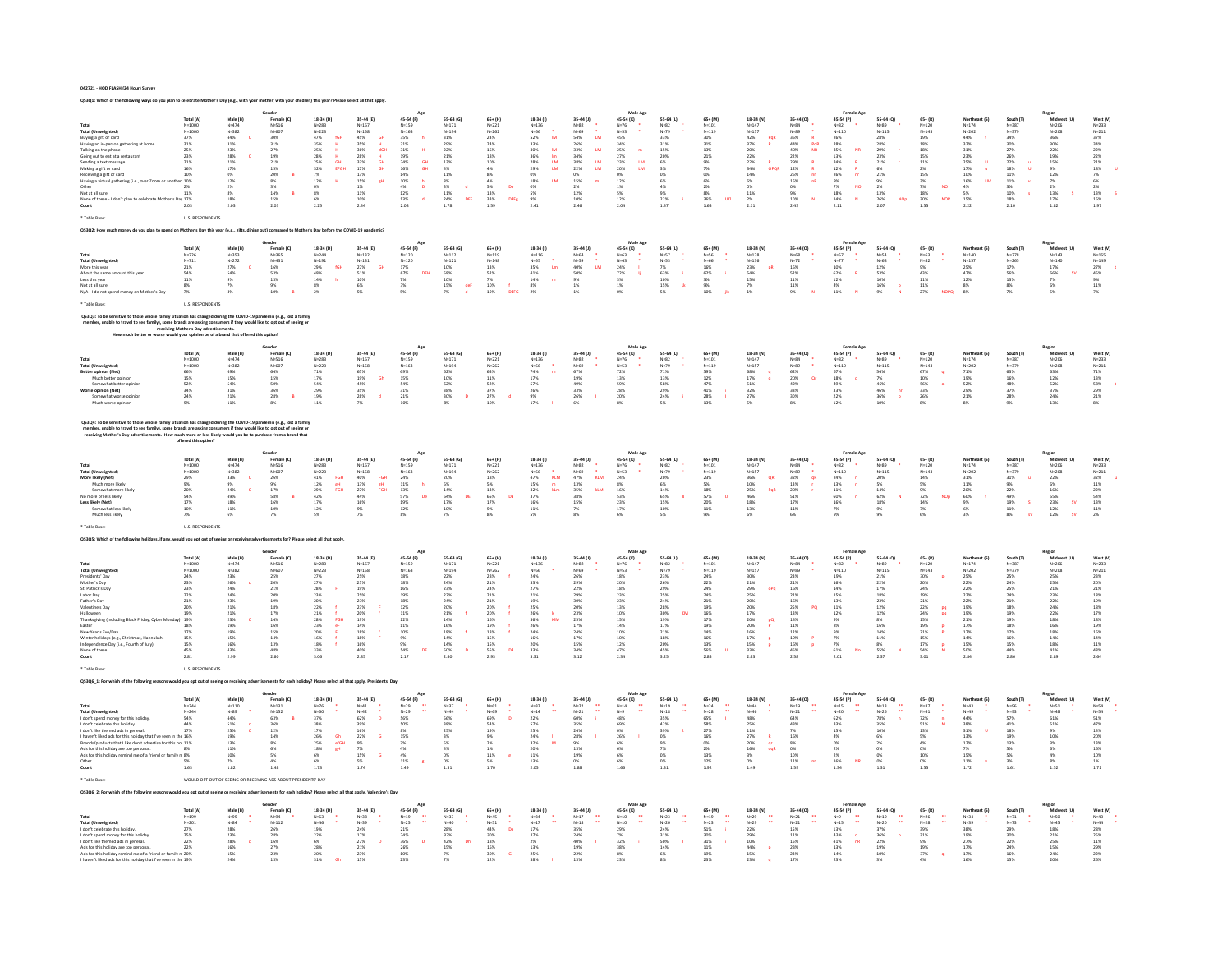042721 - HOD FLASH (24 Hour) Survey

**QS3Q1: Which of the following ways do you plan to celebrate Mother's Day (e.g., with your mother, with your children) this year? Please select all that apply.**

| | | Gender | | Age | | | | | Male Age | | | | | Female Age | | | | | Region | | | |
|---|---|---|---|---|---|---|---|---|---|---|---|---|---|---|---|---|---|---|---|---|---|---|
| | Total (A) | Male (B) | Female (C) | 18-34 (D) | 35-44 (E) | 45-54 (F) | 55-64 (G) | 65+ (H) | 18-34 (I) | 35-44 (J) | 45-54 (K) | 55-64 (L) | 65+ (M) | 18-34 (N) | 35-44 (O) | 45-54 (P) | 55-64 (Q) | 65+ (R) | Northeast (S) | South (T) | Midwest (U) | West (V) |
| Total | N=1000 | N=474 | N=516 | N=283 | N=167 | N=159 | N=171 | N=221 | N=136 | N=82 | N=76 * | N=82 | N=101 | N=147 | N=84 | N=82 * | N=89 | N=120 | N=174 | N=387 | N=206 | N=233 |
| Total (Unweighted) | N=1000 | N=382 | N=607 | N=223 | N=158 | N=163 | N=194 | N=262 | N=66 * | N=68 * | N=53 * | N=79 * | N=119 | N=157 | N=89 * | N=110 | N=115 | N=143 | N=202 | N=379 | N=208 | N=211 |
| Buying a gift or card | 37% | 44% C | 30% | 47% FGH | 45% GH | 35% h | 31% | 24% | 52% lM | 54% LM | 45% | 33% | 30% | 42% PqR | 35% R | 26% | 28% | 19% | 44% t | 34% | 36% | 37% |
| Having an in-person gathering at home | 31% | 31% | 31% | 35% H | 35% H | 31% | 29% | 24% | 33% | 26% | 34% | 31% | 31% | 37% R | 44% PqR | 28% | 28% | 18% | 32% | 30% | 30% | 34% |
| Talking on the phone | 25% | 23% | 27% | 25% H | 36% dGH | 31% H | 22% | 16% | 30% lM | 33% LM | 25% m | 15% | 13% | 20% | 40% NR | 35% NR | 29% r | 18% | 31% | 27% | 22% | 22% |
| Going out to eat at a restaurant | 23% | 28% C | 19% | 28% H | 28% H | 19% | 21% | 18% | 36% lm | 34% | 27% | 20% | 21% | 22% | 22% | 13% | 23% | 15% | 23% | 26% | 19% | 22% |
| Sending a text message | 21% | 21% | 21% | 25% GH | 33% GH | 24% GH | 13% | 10% | 28% LM | 38% LM | 23% LM | 6% | 9% | 22% R | 29% R | 24% R | 21% r | 11% | 25% U | 22% u | 15% | 21% |
| Making a gift or card | 16% | 17% | 15% | 32% EFGH | 17% GH | 16% GH | 4% | 4% | 29% LM | 22% LM | 20% LM | 3% | 7% | 34% OPQR | 12% R | 12% R | 6% | 2% | 17% u | 18% U | 9% | 18% U |
| Receiving a gift or card | 10% | 0% | 20% B | 7% | 13% | 14% | 11% | 8% | 0% | 0% | 0% | 0% | 0% | 14% | 25% nr | 26% nr | 21% | 15% | 10% | 11% | 12% | 7% |
| Having a virtual gathering (i.e., over Zoom or another | 10% | 12% | 8% | 12% H | 15% gH | 10% h | 8% | 4% | 18% LM | 15% m | 12% | 6% | 6% | 6% | 15% nR | 9% | 9% | 3% | 16% UV | 11% v | 7% | 6% |
| Other | 2% | 2% | 3% | 0% | 1% | 4% D | 3% d | 5% De | 0% | 2% | 1% | 4% | 2% | 0% | 0% | 7% NO | 7% NO | 4% | 3% | 2% | 2% | 2% |
| Not at all sure | 11% | 8% | 14% B | 8% | 11% | 12% | 11% | 13% | 5% | 12% | 5% | 9% | 8% | 11% | 9% | 18% | 13% | 18% | 5% | 10% s | 13% S | 13% S |
| None of these - I don't plan to celebrate Mother's Day | 17% | 18% | 15% | 6% | 10% | 13% d | 24% DEF | 33% DEFg | 9% | 10% | 12% | 22% I | 36% IJKl | 2% | 10% N | 14% N | 26% NOp | 30% NOP | 15% | 18% | 17% | 16% |
| Count | 2.03 | 2.03 | 2.03 | 2.25 | 2.44 | 2.08 | 1.78 | 1.59 | 2.41 | 2.46 | 2.04 | 1.47 | 1.63 | 2.11 | 2.43 | 2.11 | 2.07 | 1.55 | 2.22 | 2.10 | 1.82 | 1.97 |

* Table Base: U.S. RESPONDENTS

**QS3Q2: How much money do you plan to spend on Mother's Day this year (e.g., gifts, dining out) compared to Mother's Day before the COVID-19 pandemic?**

| | | Gender | | Age | | | | | Male Age | | | | | Female Age | | | | | Region | | | |
|---|---|---|---|---|---|---|---|---|---|---|---|---|---|---|---|---|---|---|---|---|---|---|
| | Total (A) | Male (B) | Female (C) | 18-34 (D) | 35-44 (E) | 45-54 (F) | 55-64 (G) | 65+ (H) | 18-34 (I) | 35-44 (J) | 45-54 (K) | 55-64 (L) | 65+ (M) | 18-34 (N) | 35-44 (O) | 45-54 (P) | 55-64 (Q) | 65+ (R) | Northeast (S) | South (T) | Midwest (U) | West (V) |
| Total | N=726 | N=353 | N=365 | N=244 | N=132 | N=120 | N=112 | N=119 | N=116 | N=64 | N=63 * | N=57 * | N=56 * | N=128 | N=68 | N=57 * | N=54 * | N=63 * | N=140 | N=278 | N=143 | N=165 |
| Total (Unweighted) | N=711 | N=272 | N=431 | N=191 | N=131 | N=120 | N=121 | N=148 | N=55 * | N=59 * | N=43 * | N=53 * | N=66 * | N=136 | N=72 | N=77 * | N=68 * | N=82 * | N=157 | N=265 | N=140 | N=149 |
| More this year | 21% | 27% C | 16% | 29% FGH | 27% GH | 17% | 10% | 13% | 35% Lm | 40% LM | 24% l | 7% | 16% | 23% pR | 15% | 10% | 12% | 9% | 25% | 17% | 17% | 27% t |
| About the same amount this year | 54% | 54% | 53% | 48% | 51% | 67% DEh | 58% | 53% | 41% | 50% | 72% Ij | 63% I | 62% I | 54% | 52% | 62% R | 53% | 43% | 47% | 56% | 66% SV | 45% |
| Less this year | 11% | 9% | 13% | 14% h | 10% | 7% | 10% | 7% | 14% m | 9% | 3% | 10% | 3% | 15% | 11% | 12% | 10% | 11% | 12% | 13% | 7% | 9% |
| Not at all sure | 8% | 7% | 9% | 8% | 6% | 3% | 15% deF | 10% f | 8% | 1% | 1% | 15% jk | 9% | 7% | 11% | 4% | 16% p | 11% | 8% | 8% | 6% | 11% |
| N/A - I do not spend money on Mother's Day | 7% | 3% | 10% B | 2% | 5% | 5% | 7% d | 19% DEFG | 2% | 1% | 0% | 5% | 10% jk | 1% | 9% N | 11% N | 9% N | 27% NOPQ | 8% | 7% | 5% | 7% |

* Table Base: U.S. RESPONDENTS

**QS3Q3: To be sensitive to those whose family situation has changed during the COVID-19 pandemic (e.g., lost a family member, unable to travel to see family), some brands are asking consumers if they would like to opt out of seeing or receiving Mother's Day advertisements. How much better or worse would your opinion be of a brand that offered this option?**

| | | Gender | | Age | | | | | Male Age | | | | | Female Age | | | | | Region | | | |
|---|---|---|---|---|---|---|---|---|---|---|---|---|---|---|---|---|---|---|---|---|---|---|
| | Total (A) | Male (B) | Female (C) | 18-34 (D) | 35-44 (E) | 45-54 (F) | 55-64 (G) | 65+ (H) | 18-34 (I) | 35-44 (J) | 45-54 (K) | 55-64 (L) | 65+ (M) | 18-34 (N) | 35-44 (O) | 45-54 (P) | 55-64 (Q) | 65+ (R) | Northeast (S) | South (T) | Midwest (U) | West (V) |
| Total | N=1000 | N=474 | N=516 | N=283 | N=167 | N=159 | N=171 | N=221 | N=136 | N=82 | N=76 * | N=82 | N=101 | N=147 | N=84 | N=82 * | N=89 | N=120 | N=174 | N=387 | N=206 | N=233 |
| Total (Unweighted) | N=1000 | N=382 | N=607 | N=223 | N=158 | N=163 | N=194 | N=262 | N=66 * | N=68 * | N=53 * | N=79 * | N=119 | N=157 | N=89 * | N=110 | N=115 | N=143 | N=202 | N=379 | N=208 | N=211 |
| Better opinion (Net) | 66% | 69% | 64% | 71% | 65% | 69% | 62% | 63% | 74% m | 67% | 72% | 71% | 59% | 68% q | 62% | 67% | 54% | 67% q | 71% | 63% | 63% | 71% |
| Much better opinion | 15% | 15% | 15% | 17% | 19% Gh | 15% | 10% | 11% | 17% | 19% | 13% | 13% | 12% | 17% q | 20% Qr | 18% q | 7% | 10% | 19% | 16% | 12% | 13% |
| Somewhat better opinion | 52% | 54% | 50% | 54% | 45% | 54% | 52% | 53% | 57% | 49% | 59% | 58% | 47% | 51% | 42% | 49% | 46% | 56% o | 52% | 48% | 52% | 58% t |
| Worse opinion (Net) | 34% | 31% | 36% | 29% | 35% | 31% | 38% | 37% | 26% | 33% | 28% | 29% | 41% | 32% | 38% | 33% | 46% nr | 33% | 29% | 37% | 37% | 29% |
| Somewhat worse opinion | 24% | 21% | 28% B | 19% | 28% d | 21% | 30% D | 27% d | 9% | 26% I | 20% | 24% I | 28% I | 27% | 30% | 22% | 36% p | 26% | 21% | 28% | 24% | 21% |
| Much worse opinion | 9% | 11% | 8% | 11% | 7% | 10% | 8% | 10% | 17% l | 6% | 8% | 5% | 13% | 5% | 8% | 12% | 10% | 8% | 8% | 9% | 13% | 8% |

* Table Base: U.S. RESPONDENTS

**QS3Q4: To be sensitive to those whose family situation has changed during the COVID-19 pandemic (e.g., lost a family member, unable to travel to see family), some brands are asking consumers if they would like to opt out of seeing or receiving Mother's Day advertisements. How much more or less likely would you be to purchase from a brand that offered this option?**

| | | Gender | | Age | | | | | Male Age | | | | | Female Age | | | | | Region | | | |
|---|---|---|---|---|---|---|---|---|---|---|---|---|---|---|---|---|---|---|---|---|---|---|
| | Total (A) | Male (B) | Female (C) | 18-34 (D) | 35-44 (E) | 45-54 (F) | 55-64 (G) | 65+ (H) | 18-34 (I) | 35-44 (J) | 45-54 (K) | 55-64 (L) | 65+ (M) | 18-34 (N) | 35-44 (O) | 45-54 (P) | 55-64 (Q) | 65+ (R) | Northeast (S) | South (T) | Midwest (U) | West (V) |
| Total | N=1000 | N=474 | N=516 | N=283 | N=167 | N=159 | N=171 | N=221 | N=136 | N=82 | N=76 * | N=82 | N=101 | N=147 | N=84 | N=82 * | N=89 | N=120 | N=174 | N=387 | N=206 | N=233 |
| Total (Unweighted) | N=1000 | N=382 | N=607 | N=223 | N=158 | N=163 | N=194 | N=262 | N=66 * | N=68 * | N=53 * | N=79 * | N=119 | N=157 | N=89 * | N=110 | N=115 | N=143 | N=202 | N=379 | N=208 | N=211 |
| More likely (Net) | 29% | 33% C | 26% | 41% FGH | 40% FGH | 24% | 20% | 18% | 47% KLM | 47% KLM | 24% | 20% | 23% | 36% QR | 32% qR | 24% r | 20% | 14% | 31% | 31% u | 22% | 32% u |
| Much more likely | 9% | 9% | 9% | 12% gH | 13% gH | 11% h | 6% | 5% | 15% m | 13% | 8% | 6% | 5% | 10% | 13% r | 13% r | 5% | 5% | 11% | 9% | 6% | 11% |
| Somewhat more likely | 20% | 24% C | 17% | 29% FGH | 27% FGH | 13% | 14% | 13% | 32% klm | 34% kLM | 16% | 14% | 18% | 25% PqR | 20% r | 11% | 14% | 9% | 20% | 22% | 16% | 22% |
| No more or less likely | 54% | 49% | 58% B | 42% | 44% | 57% De | 64% DE | 65% DE | 37% | 38% | 53% | 65% IJ | 57% IJ | 46% | 51% | 60% n | 62% N | 72% NOp | 60% t | 49% | 55% | 54% |
| Less likely (Net) | 17% | 18% | 16% | 17% | 16% | 19% | 17% | 17% | 16% | 15% | 23% | 15% | 20% | 18% | 17% | 16% | 18% | 14% | 9% | 19% S | 23% SV | 13% |
| Somewhat less likely | 10% | 11% | 10% | 12% | 9% | 12% | 10% | 9% | 11% | 7% | 17% | 10% | 11% | 13% | 11% | 7% | 9% | 7% | 6% | 11% | 12% | 11% |
| Much less likely | 7% | 6% | 7% | 5% | 7% | 8% | 7% | 8% | 5% | 8% | 6% | 5% | 9% | 6% | 6% | 9% | 9% | 6% | 3% | 8% sV | 12% SV | 2% |

* Table Base: U.S. RESPONDENTS

**QS3Q5: Which of the following holidays, if any, would you opt out of seeing or receiving advertisements for? Please select all that apply.**

| | | Gender | | Age | | | | | Male Age | | | | | Female Age | | | | | Region | | | |
|---|---|---|---|---|---|---|---|---|---|---|---|---|---|---|---|---|---|---|---|---|---|---|
| | Total (A) | Male (B) | Female (C) | 18-34 (D) | 35-44 (E) | 45-54 (F) | 55-64 (G) | 65+ (H) | 18-34 (I) | 35-44 (J) | 45-54 (K) | 55-64 (L) | 65+ (M) | 18-34 (N) | 35-44 (O) | 45-54 (P) | 55-64 (Q) | 65+ (R) | Northeast (S) | South (T) | Midwest (U) | West (V) |
| Total | N=1000 | N=474 | N=516 | N=283 | N=167 | N=159 | N=171 | N=221 | N=136 | N=82 | N=76 * | N=82 | N=101 | N=147 | N=84 | N=82 * | N=89 | N=120 | N=174 | N=387 | N=206 | N=233 |
| Total (Unweighted) | N=1000 | N=382 | N=607 | N=223 | N=158 | N=163 | N=194 | N=262 | N=66 * | N=68 * | N=53 * | N=79 * | N=119 | N=157 | N=89 * | N=110 | N=115 | N=143 | N=202 | N=379 | N=208 | N=211 |
| Presidents' Day | 24% | 23% | 25% | 27% | 25% | 18% | 22% | 28% f | 24% | 26% | 18% | 23% | 24% | 30% | 23% | 19% | 21% | 30% p | 25% | 25% | 25% | 23% |
| Mother's Day | 23% | 26% c | 20% | 27% | 25% | 18% | 24% | 21% | 33% | 29% | 20% | 26% | 22% | 21% | 21% | 16% | 22% | 20% | 22% | 24% | 25% | 20% |
| St. Patrick's Day | 23% | 24% | 21% | 28% F | 19% | 16% | 23% | 24% | 27% | 22% | 18% | 29% | 24% | 29% oPq | 16% | 14% | 17% | 24% | 22% | 25% | 21% | 21% |
| Labor Day | 22% | 24% | 20% | 23% | 25% | 19% | 22% | 21% | 21% | 29% | 23% | 25% | 24% | 25% | 21% | 15% | 18% | 19% | 22% | 24% | 23% | 18% |
| Father's Day | 21% | 23% | 19% | 20% | 23% | 18% | 24% | 21% | 19% | 30% | 23% | 24% | 21% | 20% | 16% | 13% | 23% | 21% | 22% | 21% | 22% | 19% |
| Valentine's Day | 20% | 21% | 18% | 22% f | 23% F | 12% | 20% | 20% f | 25% | 20% | 13% | 28% | 19% | 20% | 25% PQ | 11% | 12% | 22% pq | 19% | 18% | 24% | 18% |
| Halloween | 19% | 21% | 17% | 21% f | 20% f | 11% | 21% f | 20% f | 26% k | 23% | 10% | 30% KM | 16% | 17% | 18% | 12% | 12% | 24% pq | 19% | 19% | 22% | 17% |
| Thanksgiving (including Black Friday, Cyber Monday) | 19% | 23% C | 14% | 28% FGH | 19% | 12% | 14% | 16% | 36% KlM | 25% | 15% | 19% | 17% | 20% pQ | 14% | 9% | 8% | 15% | 19% | 19% | 18% | 18% |
| Easter | 18% | 19% | 16% | 23% eF | 14% | 11% | 16% | 19% f | 26% | 17% | 14% | 17% | 19% | 20% F | 11% | 8% | 16% | 15% p | 17% | 18% | 16% | 16% |
| New Year's Eve/Day | 17% | 19% | 15% | 20% F | 18% f | 9% | 14% | 18% f | 24% | 24% | 10% | 21% | 14% | 16% | 12% | 9% | 14% | 21% F | 17% | 17% | 18% | 16% |
| Winter holidays (e.g., Christmas, Hannukah) | 15% | 15% | 14% | 16% f | 18% F | 9% | 14% | 15% | 16% | 17% | 10% | 18% | 16% | 17% p | 19% P | 7% | 11% | 15% | 14% | 16% | 14% | 14% |
| Independence Day (i.e., Fourth of July) | 15% | 16% | 13% | 18% f | 16% | 9% | 14% | 15% | 20% | 15% | 12% | 20% | 13% | 15% p | 16% p | 7% | 8% | 17% p | 15% | 15% | 18% | 11% |
| None of these | 45% | 43% | 48% | 33% | 40% | 54% DE | 50% | 55% DE | 33% | 34% | 47% | 45% | 56% IJ | 33% | 46% | 61% No | 55% N | 50% N | 44% | 44% | 41% | 48% |
| Count | 2.81 | 2.99 | 2.60 | 3.06 | 2.85 | 2.17 | 2.80 | 2.93 | 3.31 | 3.12 | 2.34 | 3.25 | 2.83 | 2.83 | 2.58 | 2.01 | 2.37 | 3.01 | 2.84 | 2.86 | 2.89 | 2.64 |

* Table Base: U.S. RESPONDENTS

**QS3Q6_1: For which of the following reasons would you opt out of seeing or receiving advertisements for each holiday? Please select all that apply. Presidents' Day**

| | | Gender | | Age | | | | | Male Age | | | | | Female Age | | | | | Region | | | |
|---|---|---|---|---|---|---|---|---|---|---|---|---|---|---|---|---|---|---|---|---|---|---|
| | Total (A) | Male (B) | Female (C) | 18-34 (D) | 35-44 (E) | 45-54 (F) | 55-64 (G) | 65+ (H) | 18-34 (I) | 35-44 (J) | 45-54 (K) | 55-64 (L) | 65+ (M) | 18-34 (N) | 35-44 (O) | 45-54 (P) | 55-64 (Q) | 65+ (R) | Northeast (S) | South (T) | Midwest (U) | West (V) |
| Total | N=244 | N=110 | N=131 | N=76 | N=41 * | N=29 ** | N=37 * | N=61 * | N=32 * | N=22 ** | N=14 ** | N=19 ** | N=24 ** | N=44 * | N=19 ** | N=15 ** | N=18 ** | N=37 * | N=43 * | N=96 | N=51 * | N=54 * |
| Total (Unweighted) | N=244 | N=89 * | N=152 | N=60 * | N=42 * | N=29 ** | N=39 * | N=69 * | N=14 ** | N=21 ** | N=9 ** | N=18 ** | N=28 ** | N=46 * | N=21 ** | N=20 ** | N=26 ** | N=41 * | N=49 * | N=93 | N=48 * | N=54 * |
| I don't spend money for this holiday. | 54% | 44% | 63% B | 57% | 62% D | 56% | 56% | 69% D | 22% | 60% I | 48% | 35% | 67% I | 48% | 64% | 62% | 78% n | 72% n | 44% | 57% | 61% | 51% |
| I don't celebrate this holiday. | 44% | 53% c | 36% | 38% | 39% | 50% | 38% | 54% | 57% | 35% | 69% | 42% | 58% | 25% | 43% | 33% | 35% | 51% N | 38% | 41% | 51% | 47% |
| I don't like themed ads in general. | 17% | 25% C | 12% | 17% | 16% | 8% | 25% | 19% | 25% | 24% | 0% | 39% k | 27% | 11% | 7% | 15% | 10% | 13% | 31% U | 18% | 9% | 14% |
| I haven't liked ads for this holiday that I've seen in the past. | 16% | 19% | 14% | 26% Gh | 22% G | 15% | 3% | 9% | 24% I | 28% | 26% l | 0% | 16% | 27% R | 16% | 4% | 6% | 5% | 13% | 19% | 10% | 20% |
| Brands/products that I like don't advertise for this holiday. | 11% | 13% | 8% | 25% efGH | 9% | 3% | 5% | 2% | 32% M | 9% | 6% | 9% | 0% | 20% qr | 8% | 0% | 2% | 4% | 12% | 13% | 3% | 13% |
| Ads for this holiday are too personal. | 8% | 11% | 6% | 18% gH | 7% | 4% | 4% | 1% | 20% | 13% | 6% | 7% | 2% | 16% oqR | 0% | 2% | 0% | 0% | 7% | 5% | 6% | 16% |
| Ads for this holiday remind me of a friend or family member | 8% | 10% | 5% | 6% | 15% G | 4% | 0% | 11% g | 11% | 19% | 6% | 0% | 13% | 3% | 10% | 2% | 0% | 10% | 15% | 5% | 4% | 10% |
| Other | 5% | 7% | 4% | 6% | 5% | 11% g | 0% | 5% | 13% | 0% | 6% | 0% | 12% | 0% | 11% nr | 16% NR | 0% | 0% | 11% v | 3% | 8% | 1% |
| Count | 1.63 | 1.82 | 1.48 | 1.73 | 1.74 | 1.49 | 1.31 | 1.70 | 2.05 | 1.88 | 1.66 | 1.31 | 1.92 | 1.49 | 1.59 | 1.34 | 1.31 | 1.55 | 1.72 | 1.61 | 1.52 | 1.71 |

* Table Base: WOULD OPT OUT OF SEEING OR RECEIVING ADS ABOUT PRESIDENTS' DAY

**QS3Q6_2: For which of the following reasons would you opt out of seeing or receiving advertisements for each holiday? Please select all that apply. Valentine's Day**

| | | Gender | | Age | | | | | Male Age | | | | | Female Age | | | | | Region | | | |
|---|---|---|---|---|---|---|---|---|---|---|---|---|---|---|---|---|---|---|---|---|---|---|
| | Total (A) | Male (B) | Female (C) | 18-34 (D) | 35-44 (E) | 45-54 (F) | 55-64 (G) | 65+ (H) | 18-34 (I) | 35-44 (J) | 45-54 (K) | 55-64 (L) | 65+ (M) | 18-34 (N) | 35-44 (O) | 45-54 (P) | 55-64 (Q) | 65+ (R) | Northeast (S) | South (T) | Midwest (U) | West (V) |
| Total | N=199 | N=99 * | N=94 * | N=63 * | N=38 * | N=19 ** | N=33 * | N=45 * | N=34 * | N=17 ** | N=10 ** | N=23 ** | N=19 ** | N=29 ** | N=21 ** | N=9 ** | N=10 ** | N=26 ** | N=34 * | N=71 * | N=50 * | N=43 * |
| Total (Unweighted) | N=201 | N=84 * | N=112 | N=46 * | N=39 * | N=25 ** | N=40 * | N=51 * | N=17 ** | N=18 ** | N=10 ** | N=20 ** | N=23 ** | N=29 ** | N=21 ** | N=15 ** | N=20 ** | N=28 ** | N=39 * | N=73 * | N=45 * | N=44 * |
| I don't celebrate this holiday. | 27% | 28% | 26% | 19% | 24% | 21% | 28% | 44% De | 17% | 35% | 29% | 24% | 51% I | 22% | 15% | 13% | 37% | 39% | 38% | 29% | 18% | 28% |
| I don't spend money for this holiday. | 25% | 23% | 28% | 22% | 17% | 24% | 32% | 30% | 17% | 21% | 7% | 31% | 30% | 29% | 11% | 43% o | 36% o | 31% | 19% | 30% | 21% | 25% |
| I don't like themed ads in general. | 22% | 28% c | 16% | 6% | 27% D | 36% D | 42% Dh | 18% | 2% | 40% I | 32% I | 50% I | 31% I | 10% | 16% | 41% nR | 22% | 9% | 27% | 22% | 25% | 11% |
| Ads for this holiday are too personal. | 22% | 16% | 27% | 28% | 26% | 14% | 15% | 16% | 13% | 19% | 38% | 14% | 11% | 39% q | 32% | 13% | 13% | 19% | 17% | 24% | 15% | 29% |
| Ads for this holiday remind me of a friend or family member | 18% | 15% | 23% | 20% | 23% | 10% | 7% | 30% G | 25% | 22% | 8% | 6% | 19% | 15% | 23% | 14% | 10% | 37% q | 17% | 16% | 24% | 22% |
| I haven't liked ads for this holiday that I've seen in the past | 19% | 24% | 13% | 31% Gh | 15% | 23% | 7% | 12% | 38% | 13% | 23% | 8% | 23% | 23% q | 17% | 23% | 3% | 4% | 16% | 15% | 20% | 26% |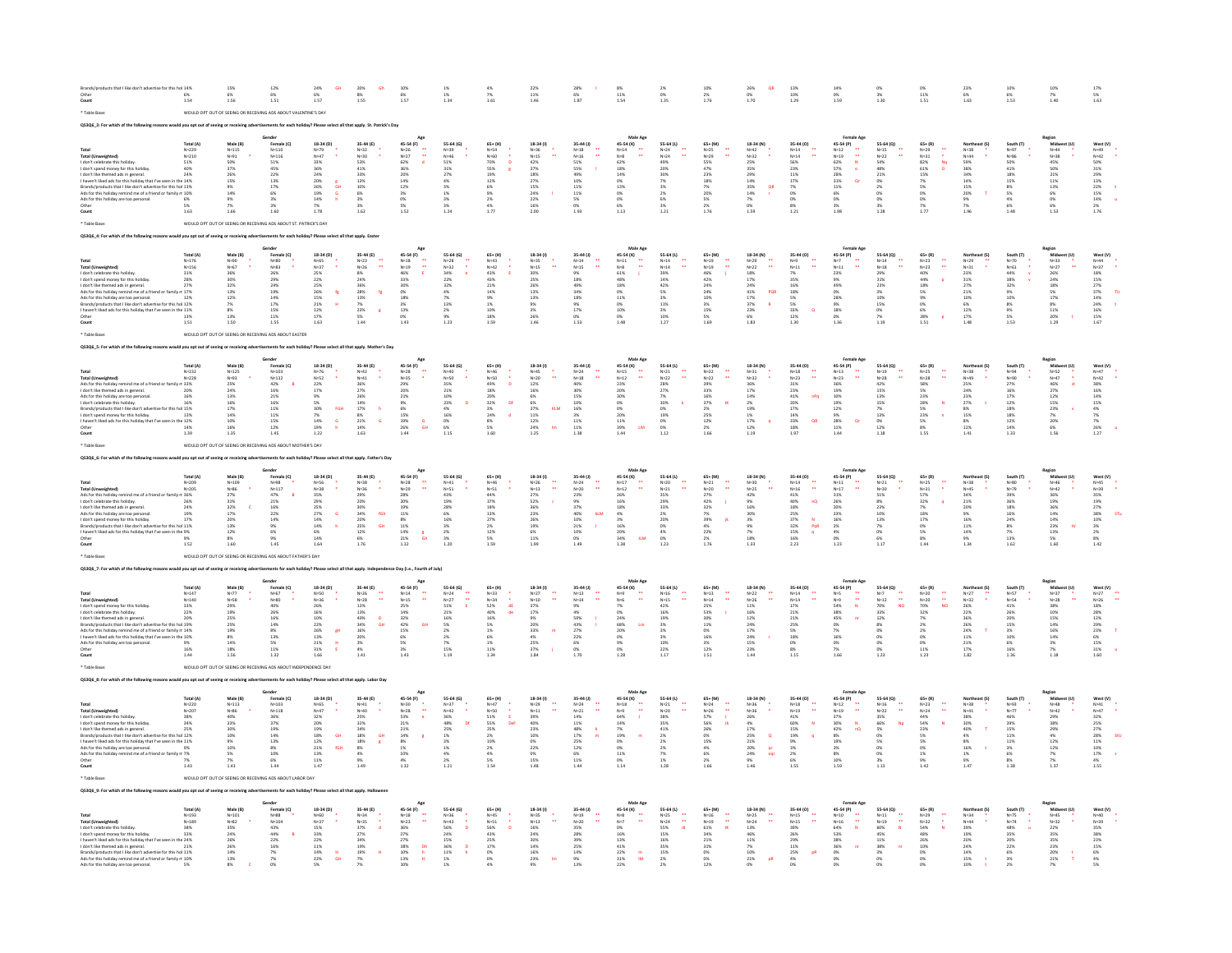| | Total (A) | Male (B) | Female (C) | 18-34 (D) | 35-44 (E) | 45-54 (F) | 55-64 (G) | 65+ (H) | Male 18-34 (I) | Male 35-44 (J) | Male 45-54 (K) | Male 55-64 (L) | Male 65+ (M) | Female 18-34 (N) | Female 35-44 (O) | Female 45-54 (P) | Female 55-64 (Q) | Female 65+ (R) | Northeast (S) | South (T) | Midwest (U) | West (V) |
|---|---|---|---|---|---|---|---|---|---|---|---|---|---|---|---|---|---|---|---|---|---|---|
| Brands/products that I like don't advertise for this hol | 14% | 15% | 12% | 24% GH | 20% Gh | 10% | 1% | 4% | 22% | 28% l | 8% | 2% | 10% | 26% QR | 13% | 14% | 0% | 0% | 23% | 10% | 10% | 17% |
| Other | 6% | 6% | 6% | 8% | 8% | 6% | 1% | 7% | 11% | 6% | 11% | 0% | 2% | 0% | 10% | 0% | 3% | 11% | 6% | 6% | 7% | 5% |
| Count | 1.54 | 1.56 | 1.51 | 1.57 | 1.55 | 1.57 | 1.34 | 1.61 | 1.46 | 1.87 | 1.54 | 1.35 | 1.76 | 1.70 | 1.29 | 1.59 | 1.30 | 1.51 | 1.63 | 1.53 | 1.40 | 1.63 |

* Table Base: WOULD OPT OUT OF SEEING OR RECEIVING ADS ABOUT VALENTINE'S DAY

**QS3Q6_3: For which of the following reasons would you opt out of seeing or receiving advertisements for each holiday? Please select all that apply. St. Patrick's Day**

| | Total (A) | Male (B) | Female (C) | 18-34 (D) | 35-44 (E) | 45-54 (F) | 55-64 (G) | 65+ (H) | Male 18-34 (I) | Male 35-44 (J) | Male 45-54 (K) | Male 55-64 (L) | Male 65+ (M) | Female 18-34 (N) | Female 35-44 (O) | Female 45-54 (P) | Female 55-64 (Q) | Female 65+ (R) | Northeast (S) | South (T) | Midwest (U) | West (V) |
|---|---|---|---|---|---|---|---|---|---|---|---|---|---|---|---|---|---|---|---|---|---|---|
| Total | N=229 | N=115 | N=110 | N=79 * | N=32 * | N=26 ** | N=39 * | N=54 * | N=36 * | N=18 ** | N=14 ** | N=24 ** | N=25 ** | N=42 * | N=14 ** | N=12 ** | N=15 ** | N=29 ** | N=38 * | N=97 | N=44 * | N=49 * |
| Total (Unweighted) | N=210 | N=91 * | N=116 | N=47 * | N=30 * | N=27 ** | N=46 * | N=60 * | N=15 ** | N=16 ** | N=8 ** | N=24 ** | N=28 ** | N=32 * | N=14 ** | N=19 ** | N=22 ** | N=31 * | N=44 * | N=86 * | N=38 * | N=42 * |
| I don't celebrate this holiday. | 51% | 50% | 51% | 33% | 53% | 62% d | 51% | 70% D | 42% | 51% | 62% | 49% | 55% | 25% | 56% | 62% N | 54% | 82% Nq | 59% | 50% | 45% | 50% |
| I don't spend money for this holiday. | 40% | 37% | 45% | 36% | 41% | 36% | 31% | 55% g | 37% | 55% l | 18% | 20% | 47% | 35% | 23% | 57% o | 48% | 61% O | 38% | 41% | 50% | 31% |
| I don't like themed ads in general. | 24% | 26% | 22% | 24% | 33% | 20% | 27% | 19% | 18% | 49% | 14% | 30% | 23% | 29% | 11% | 28% | 21% | 15% | 34% | 18% | 21% | 29% |
| I haven't liked ads for this holiday that I've seen in the | 14% | 13% | 13% | 20% g | 13% | 14% | 4% | 12% | 27% | 10% | 0% | 7% | 18% | 14% | 17% | 31% Qr | 0% | 7% | 14% | 15% | 11% | 13% |
| Brands/products that I like don't advertise for this hol | 13% | 9% | 17% | 26% GH | 10% | 12% | 3% | 6% | 15% | 11% | 13% | 3% | 7% | 35% QR | 7% | 11% | 2% | 5% | 15% | 8% | 13% | 22% t |
| Ads for this holiday remind me of a friend or family m | 10% | 14% | 6% | 19% G | 6% | 3% | 1% | 9% | 24% l | 11% | 0% | 2% | 20% | 14% r | 0% | 6% | 0% | 0% | 20% T | 5% | 6% | 15% |
| Ads for this holiday are too personal. | 6% | 9% | 3% | 14% h | 3% | 0% | 3% | 2% | 22% | 5% | 0% | 6% | 5% | 7% | 0% | 0% | 0% | 0% | 9% | 4% | 0% | 14% u |
| Other | 5% | 7% | 3% | 7% | 3% | 5% | 3% | 4% | 16% | 0% | 6% | 3% | 2% | 0% | 8% | 3% | 3% | 7% | 7% | 6% | 6% | 2% |
| Count | 1.63 | 1.66 | 1.60 | 1.78 | 1.62 | 1.52 | 1.24 | 1.77 | 2.00 | 1.93 | 1.13 | 1.21 | 1.76 | 1.59 | 1.21 | 1.98 | 1.28 | 1.77 | 1.96 | 1.48 | 1.53 | 1.76 |

* Table Base: WOULD OPT OUT OF SEEING OR RECEIVING ADS ABOUT ST. PATRICK'S DAY

**QS3Q6_4: For which of the following reasons would you opt out of seeing or receiving advertisements for each holiday? Please select all that apply. Easter**

| | Total (A) | Male (B) | Female (C) | 18-34 (D) | 35-44 (E) | 45-54 (F) | 55-64 (G) | 65+ (H) | Male 18-34 (I) | Male 35-44 (J) | Male 45-54 (K) | Male 55-64 (L) | Male 65+ (M) | Female 18-34 (N) | Female 35-44 (O) | Female 45-54 (P) | Female 55-64 (Q) | Female 65+ (R) | Northeast (S) | South (T) | Midwest (U) | West (V) |
|---|---|---|---|---|---|---|---|---|---|---|---|---|---|---|---|---|---|---|---|---|---|---|
| Total | N=176 | N=90 * | N=80 * | N=65 * | N=23 ** | N=18 ** | N=28 ** | N=43 * | N=35 * | N=14 ** | N=11 ** | N=14 ** | N=19 ** | N=29 ** | N=9 ** | N=7 ** | N=14 ** | N=23 ** | N=33 * | N=70 * | N=33 * | N=44 * |
| Total (Unweighted) | N=156 | N=67 * | N=83 * | N=37 * | N=26 ** | N=19 ** | N=32 * | N=42 * | N=15 ** | N=15 ** | N=8 ** | N=14 ** | N=19 ** | N=22 ** | N=11 ** | N=11 ** | N=18 ** | N=23 ** | N=31 * | N=61 * | N=27 ** | N=37 * |
| I don't celebrate this holiday. | 31% | 36% | 26% | 25% | 8% | 40% E | 34% e | 43% E | 30% | 9% | 61% j | 39% | 46% j | 18% | 7% | 23% | 29% | 40% | 23% | 44% v | 26% | 18% |
| I don't spend money for this holiday. | 28% | 30% | 29% | 22% | 24% | 32% | 22% | 43% | 25% | 18% | 48% | 14% | 42% | 17% | 35% | 9% | 31% | 44% p | 31% | 38% v | 24% | 15% |
| I don't like themed ads in general. | 27% | 32% | 24% | 25% | 36% | 30% | 21% | 26% | 24% | 49% | 18% | 42% | 24% | 24% | 16% | 49% | 23% | 18% | 27% | 32% | 18% | 27% |
| Ads for this holiday remind me of a friend or family m | 17% | 13% | 19% | 26% fg | 28% fg | 0% | 4% | 14% | 13% | 34% | 0% | 5% | 24% | 41% PQR | 18% | 0% | 3% | 5% | 21% | 9% | 5% | 37% TU |
| Ads for this holiday are too personal. | 12% | 12% | 14% | 15% | 13% | 18% | 7% | 9% | 13% | 18% | 11% | 3% | 10% | 17% | 5% | 28% | 10% | 0% | 10% | 10% | 17% | 14% |
| Brands/products that I like don't advertise for this hol | 12% | 7% | 17% | 21% H | 7% | 3% | 13% | 1% | 9% | 9% | 0% | 11% | 3% | 37% R | 5% | 9% | 15% | 0% | 6% | 8% | 8% | 24% t |
| I haven't liked ads for this holiday that I've seen in the | 11% | 8% | 15% | 12% | 23% g | 13% | 2% | 10% | 3% | 17% | 0% | 11% | 15% | 23% | 33% Q | 18% | 0% | 6% | 12% | 9% | 11% | 16% |
| Other | 13% | 13% | 11% | 17% | 5% | 0% | 9% | 18% | 26% | 0% | 0% | 10% | 5% | 6% | 12% | 0% | 7% | 28% p | 17% | 5% | 20% t | 15% |
| Count | 1.51 | 1.50 | 1.55 | 1.63 | 1.44 | 1.43 | 1.23 | 1.59 | 1.46 | 1.53 | 1.48 | 1.27 | 1.69 | 1.83 | 1.30 | 1.36 | 1.19 | 1.51 | 1.48 | 1.53 | 1.29 | 1.67 |

* Table Base: WOULD OPT OUT OF SEEING OR RECEIVING ADS ABOUT EASTER

**QS3Q6_5: For which of the following reasons would you opt out of seeing or receiving advertisements for each holiday? Please select all that apply. Mother's Day**

| | Total (A) | Male (B) | Female (C) | 18-34 (D) | 35-44 (E) | 45-54 (F) | 55-64 (G) | 65+ (H) | Male 18-34 (I) | Male 35-44 (J) | Male 45-54 (K) | Male 55-64 (L) | Male 65+ (M) | Female 18-34 (N) | Female 35-44 (O) | Female 45-54 (P) | Female 55-64 (Q) | Female 65+ (R) | Northeast (S) | South (T) | Midwest (U) | West (V) |
|---|---|---|---|---|---|---|---|---|---|---|---|---|---|---|---|---|---|---|---|---|---|---|
| Total | N=232 | N=125 | N=103 | N=76 * | N=42 * | N=28 ** | N=40 * | N=46 * | N=45 * | N=24 ** | N=15 ** | N=21 ** | N=21 ** | N=31 * | N=18 ** | N=13 ** | N=19 ** | N=25 ** | N=38 * | N=94 * | N=52 * | N=47 * |
| Total (Unweighted) | N=228 | N=93 * | N=132 | N=52 * | N=41 * | N=28 ** | N=50 * | N=55 * | N=20 ** | N=18 ** | N=11 ** | N=21 ** | N=23 ** | N=32 * | N=23 ** | N=17 ** | N=29 ** | N=28 ** | N=49 * | N=90 * | N=42 * | N=42 * |
| Ads for this holiday remind me of a friend or family m | 33% | 25% | 42% B | 22% | 36% | 29% | 35% | 49% D | 12% | 40% | 23% | 28% | 39% | 36% | 31% | 36% | 42% | 58% | 25% | 27% | 46% st | 38% |
| I don't like themed ads in general. | 20% | 24% | 16% | 17% | 27% | 20% | 21% | 18% | 16% | 30% | 20% | 27% | 33% | 17% | 23% | 19% | 15% | 5% | 24% | 16% | 27% | 16% |
| Ads for this holiday are too personal. | 16% | 19% | 11% | 9% | 26% | 21% | 10% | 20% | 6% | 15% | 30% | 7% | 16% | 14% | 41% nPq | 10% | 13% | 23% | 14% | 17% | 12% | 14% |
| I don't celebrate this holiday. | 16% | 16% | 16% | 5% | 14% | 9% | 23% D | 32% DF | 6% | 10% | 0% | 30% k | 37% IK | 2% | 20% | 19% | 15% | 28% N | 27% t | 12% | 15% | 15% |
| Brands/products that I like don't advertise for this hol | 15% | 17% | 11% | 30% FGH | 17% h | 6% | 4% | 3% | 37% KLM | 16% | 0% | 0% | 2% | 17% | 12% | 7% | 5% | 8% | 18% | 23% e | 15% | |
| I don't spend money for this holiday. | 13% | 14% | 11% | 7% | 8% | 15% | 16% | 24% d | 11% | 3% | 20% | 19% | 25% | 1% | 14% | 9% | 13% | 23% e | 15% | 18% | 7% | 7% |
| I haven't liked ads for this holiday that I've seen in the | 12% | 10% | 15% | 14% | 21% G | 0% | 19% G | 8% | 12% | 11% | 11% | 0% | 12% | 17% q | 33% QR | 28% Qr | 0% | 5% | 8% | 12% | 20% | 7% |
| Other | 14% | 16% | 12% | 19% h | 14% | 26% GH | 6% | 5% | 24% lm | 11% | 39% LM | 0% | 2% | 12% | 18% | 11% | 12% | 8% | 12% | 14% | 6% | 26% u |
| Count | 1.39 | 1.35 | 1.45 | 1.22 | 1.63 | 1.44 | 1.15 | 1.60 | 1.25 | 1.38 | 1.44 | 1.12 | 1.66 | 1.19 | 1.97 | 1.44 | 1.18 | 1.55 | 1.41 | 1.33 | 1.56 | 1.27 |

* Table Base: WOULD OPT OUT OF SEEING OR RECEIVING ADS ABOUT MOTHER'S DAY

**QS3Q6_6: For which of the following reasons would you opt out of seeing or receiving advertisements for each holiday? Please select all that apply. Father's Day**

| | Total (A) | Male (B) | Female (C) | 18-34 (D) | 35-44 (E) | 45-54 (F) | 55-64 (G) | 65+ (H) | Male 18-34 (I) | Male 35-44 (J) | Male 45-54 (K) | Male 55-64 (L) | Male 65+ (M) | Female 18-34 (N) | Female 35-44 (O) | Female 45-54 (P) | Female 55-64 (Q) | Female 65+ (R) | Northeast (S) | South (T) | Midwest (U) | West (V) |
|---|---|---|---|---|---|---|---|---|---|---|---|---|---|---|---|---|---|---|---|---|---|---|
| Total | N=209 | N=109 | N=98 * | N=56 * | N=38 * | N=28 ** | N=41 * | N=46 * | N=26 ** | N=24 ** | N=17 ** | N=20 ** | N=21 ** | N=30 * | N=14 ** | N=11 ** | N=21 ** | N=25 ** | N=38 * | N=80 * | N=44 * | N=45 * |
| Total (Unweighted) | N=205 | N=86 * | N=117 | N=38 * | N=36 * | N=29 ** | N=51 * | N=51 * | N=13 ** | N=20 ** | N=12 ** | N=21 ** | N=20 ** | N=25 ** | N=16 ** | N=17 ** | N=30 * | N=31 * | N=45 * | N=79 * | N=42 * | N=39 * |
| Ads for this holiday remind me of a friend or family m | 36% | 27% | 47% B | 35% | 29% | 28% | 43% | 44% | 27% | 23% | 26% | 35% | 27% | 42% | 41% | 31% | 51% | 57% | 34% | 39% | 36% | 35% |
| I don't celebrate this holiday. | 26% | 31% | 21% | 29% | 20% | 20% | 19% | 37% | 52% j | 9% | 16% | 29% | 42% j | 9% | 40% nQ | 26% | 8% | 32% q | 21% | 36% | 19% | 19% |
| I don't like themed ads in general. | 24% | 32% C | 16% | 25% | 30% | 19% | 28% | 18% | 36% | 37% | 18% | 33% | 32% | 16% | 18% | 20% | 23% | 7% | 20% | 18% | 36% | 27% |
| Ads for this holiday are too personal. | 19% | 17% | 22% | 27% G | 34% fGh | 11% | 6% | 13% | 23% | 40% ILM | 4% | 2% | 7% | 30% | 25% | 23% | 10% | 18% | 9% | 16% | 14% | 38% STu |
| I don't spend money for this holiday. | 17% | 20% | 14% | 14% | 20% | 8% | 16% | 27% | 26% | 10% | 3% | 20% | 39% jk | 3% | 37% N | 16% | 13% | 17% | 16% | 24% | 14% | 10% |
| Brands/products that I like don't advertise for this hol | 11% | 13% | 9% | 14% | 25% GH | 11% | 3% | 2% | 19% | 21% l | 16% | 0% | 4% | 9% | 32% PqR | 2% | 7% | 0% | 11% | 8% | 23% tV | 3% |
| I haven't liked ads for this holiday that I've seen in the | 9% | 12% | 6% | 12% | 14% g | 2% | 12% | 6% | 10% | 20% | 4% | 22% | 7% | 15% q | 4% | 0% | 5% | 14% | 7% | 13% | 2% | |
| Other | 9% | 8% | 9% | 14% | 6% | 21% Gh | 3% | 5% | 11% | 0% | 34% ILM | 0% | 2% | 18% | 16% | 0% | 6% | 8% | 9% | 13% | 5% | 8% |
| Count | 1.52 | 1.60 | 1.45 | 1.64 | 1.76 | 1.32 | 1.20 | 1.59 | 1.99 | 1.49 | 1.38 | 1.23 | 1.76 | 1.33 | 2.23 | 1.23 | 1.17 | 1.44 | 1.34 | 1.62 | 1.60 | 1.42 |

* Table Base: WOULD OPT OUT OF SEEING OR RECEIVING ADS ABOUT FATHER'S DAY

**QS3Q6_7: For which of the following reasons would you opt out of seeing or receiving advertisements for each holiday? Please select all that apply. Independence Day (i.e., Fourth of July)**

| | Total (A) | Male (B) | Female (C) | 18-34 (D) | 35-44 (E) | 45-54 (F) | 55-64 (G) | 65+ (H) | Male 18-34 (I) | Male 35-44 (J) | Male 45-54 (K) | Male 55-64 (L) | Male 65+ (M) | Female 18-34 (N) | Female 35-44 (O) | Female 45-54 (P) | Female 55-64 (Q) | Female 65+ (R) | Northeast (S) | South (T) | Midwest (U) | West (V) |
|---|---|---|---|---|---|---|---|---|---|---|---|---|---|---|---|---|---|---|---|---|---|---|
| Total | N=147 | N=77 * | N=67 * | N=50 * | N=26 ** | N=14 ** | N=24 ** | N=33 * | N=27 ** | N=13 ** | N=9 ** | N=16 ** | N=13 ** | N=22 ** | N=14 ** | N=5 ** | N=7 ** | N=20 ** | N=27 ** | N=57 * | N=37 * | N=27 ** |
| Total (Unweighted) | N=140 | N=58 * | N=80 * | N=36 * | N=28 ** | N=15 ** | N=27 ** | N=34 * | N=10 ** | N=14 ** | N=6 ** | N=15 ** | N=13 ** | N=26 ** | N=14 ** | N=9 ** | N=12 ** | N=20 ** | N=32 * | N=54 * | N=28 ** | N=26 ** |
| I don't spend money for this holiday. | 33% | 29% | 40% | 26% | 13% | 25% | 51% E | 52% dE | 37% | 9% | 7% | 42% | 25% | 11% | 17% | 54% N | 70% NO | 70% NO | 26% | 41% | 38% | 18% |
| I don't celebrate this holiday. | 22% | 19% | 26% | 16% | 13% | 14% | 21% | 40% de | 17% | 4% | 0% | 16% | 53% i | 16% | 21% | 38% | 33% | 32% | 22% | 26% | 10% | 28% |
| I don't like themed ads in general. | 20% | 25% | 16% | 10% | 40% D | 12% | 16% | 9% | 20% | 43% | 9% | 19% | 30% | 12% | 21% | 45% nr | 12% | 2% | 15% | 20% | 15% | 12% |
| Brands/products that I like don't advertise for this hol | 19% | 25% | 14% | 22% | 34% GH | 42% GH | 5% | 5% | 20% | 43% l | 68% Lm | 3% | 11% | 24% | 25% | 0% | 8% | 2% | 26% | 15% | 29% | |
| Ads for this holiday remind me of a friend or family m | 14% | 19% | 8% | 26% gH | 16% | 15% | 2% | 1% | 33% m | 27% | 20% | 3% | 0% | 17% | 5% | 7% | 16% | 0% | 24% T | 3% | 16% | 23% T |
| I haven't liked ads for this holiday that I've seen in the | 10% | 8% | 13% | 13% | 20% | 6% | 2% | 6% | 4% | 22% | 0% | 3% | 16% | 24% | 5% | 18% | 16% | 0% | 11% | 10% | 14% | 6% |
| Ads for this holiday are too personal. | 9% | 14% | 5% | 21% H | 3% | 5% | 7% | 1% | 25% | 6% | 9% | 10% | 3% | 15% | 0% | 0% | 0% | 0% | 21% | 6% | 3% | 15% |
| Other | 16% | 18% | 11% | 31% E | 4% | 3% | 15% | 11% | 37% j | 0% | 0% | 22% | 12% | 23% | 8% | 7% | 11% | 17% | 16% | 7% | 31% u | |
| Count | 1.44 | 1.56 | 1.32 | 1.66 | 1.41 | 1.43 | 1.19 | 1.34 | 1.84 | 1.70 | 1.28 | 1.17 | 1.51 | 1.44 | 1.15 | 1.66 | 1.23 | 1.23 | 1.82 | 1.36 | 1.38 | 1.60 |

* Table Base: WOULD OPT OUT OF SEEING OR RECEIVING ADS ABOUT INDEPENDENCE DAY

**QS3Q6_8: For which of the following reasons would you opt out of seeing or receiving advertisements for each holiday? Please select all that apply. Labor Day**

| | Total (A) | Male (B) | Female (C) | 18-34 (D) | 35-44 (E) | 45-54 (F) | 55-64 (G) | 65+ (H) | Male 18-34 (I) | Male 35-44 (J) | Male 45-54 (K) | Male 55-64 (L) | Male 65+ (M) | Female 18-34 (N) | Female 35-44 (O) | Female 45-54 (P) | Female 55-64 (Q) | Female 65+ (R) | Northeast (S) | South (T) | Midwest (U) | West (V) |
|---|---|---|---|---|---|---|---|---|---|---|---|---|---|---|---|---|---|---|---|---|---|---|
| Total | N=220 | N=113 | N=103 | N=65 * | N=41 * | N=30 * | N=37 * | N=47 * | N=29 ** | N=24 ** | N=18 ** | N=21 ** | N=24 ** | N=36 * | N=18 ** | N=12 ** | N=16 ** | N=23 ** | N=38 * | N=93 * | N=48 * | N=41 * |
| Total (Unweighted) | N=207 | N=86 * | N=118 | N=47 * | N=40 * | N=28 ** | N=42 * | N=50 * | N=11 ** | N=21 ** | N=9 ** | N=20 ** | N=26 ** | N=36 * | N=19 ** | N=19 ** | N=22 ** | N=24 ** | N=41 * | N=77 * | N=42 * | N=47 * |
| I don't celebrate this holiday. | 38% | 40% | 36% | 32% | 25% | 53% e | 36% | 51% E | 39% | 14% | 64% J | 38% | 57% j | 26% | 41% | 37% | 35% | 44% | 38% | 46% | 29% | 32% |
| I don't spend money for this holiday. | 34% | 33% | 37% | 20% | 32% | 21% | 48% DF | 55% DeF | 40% | 14% | 35% | 55% | 56% jk | 4% | 40% N | 30% N | 66% Np | 54% N | 30% | 39% | 38% | 25% |
| I don't like themed ads in general. | 25% | 30% | 19% | 19% | 34% | 21% | 25% | 25% | 23% | 48% k | 7% | 41% | 26% | 17% | 15% | 42% nQ | 5% | 23% | 40% T | 15% | 29% | 27% |
| Brands/products that I like don't advertise for this hol | 18% | 24% | 11% | 18% GH | 18% GH | 14% g | 1% | 2% | 10% | 17% m | 19% m | 2% | 0% | 25% Q | 19% q | 8% | 0% | 5% | 4% | 11% | 4% | 28% STu |
| I haven't liked ads for this holiday that I've seen in the | 11% | 9% | 13% | 12% | 18% | 8% | 8% | 3% | 10% | 25% | 0% | 2% | 15% | 21% | 9% | 19% | 5% | 5% | 8% | 16% | 3% | 12% |
| Ads for this holiday are too personal. | 9% | 10% | 8% | 21% fGH | 8% | 1% | 1% | 2% | 22% | 0% | 0% | 2% | 4% | 20% qr | 3% | 3% | 0% | 0% | 16% t | 3% | 12% | 10% |
| Ads for this holiday remind me of a friend or family m | 7% | 5% | 10% | 13% | 4% | 10% | 4% | 4% | 0% | 6% | 11% | 7% | 6% | 24% oqr | 2% | 8% | 0% | 1% | 1% | 6% | 17% s | |
| Other | 7% | 7% | 6% | 11% | 9% | 4% | 2% | 5% | 15% | 11% | 7% | 2% | 2% | 9% | 6% | 10% | 3% | 9% | 9% | 8% | 7% | 4% |
| Count | 1.43 | 1.43 | 1.44 | 1.47 | 1.49 | 1.32 | 1.21 | 1.54 | 1.48 | 1.44 | 1.14 | 1.28 | 1.66 | 1.46 | 1.55 | 1.59 | 1.13 | 1.42 | 1.47 | 1.38 | 1.37 | 1.55 |

* Table Base: WOULD OPT OUT OF SEEING OR RECEIVING ADS ABOUT LABOR DAY

**QS3Q6_9: For which of the following reasons would you opt out of seeing or receiving advertisements for each holiday? Please select all that apply. Halloween**

| | Total (A) | Male (B) | Female (C) | 18-34 (D) | 35-44 (E) | 45-54 (F) | 55-64 (G) | 65+ (H) | Male 18-34 (I) | Male 35-44 (J) | Male 45-54 (K) | Male 55-64 (L) | Male 65+ (M) | Female 18-34 (N) | Female 35-44 (O) | Female 45-54 (P) | Female 55-64 (Q) | Female 65+ (R) | Northeast (S) | South (T) | Midwest (U) | West (V) |
|---|---|---|---|---|---|---|---|---|---|---|---|---|---|---|---|---|---|---|---|---|---|---|
| Total | N=193 | N=101 | N=88 * | N=60 * | N=34 * | N=18 ** | N=36 * | N=45 * | N=35 * | N=19 ** | N=8 ** | N=25 ** | N=16 ** | N=25 ** | N=15 ** | N=10 ** | N=11 ** | N=29 ** | N=34 * | N=75 * | N=45 * | N=40 * |
| Total (Unweighted) | N=189 | N=82 * | N=104 | N=37 * | N=35 * | N=23 ** | N=43 * | N=51 * | N=13 ** | N=20 ** | N=7 ** | N=24 ** | N=19 ** | N=24 ** | N=15 ** | N=16 ** | N=19 ** | N=32 * | N=44 * | N=74 * | N=32 * | N=39 * |
| I don't celebrate this holiday. | 35% | 35% | 37% | 15% | 37% d | 36% | 56% D | 16% | 35% | 0% | 55% ik | 61% IK | 13% | 39% | 64% N | 64% N | 54% N | 26% | 39% u | 48% | 22% | |
| I don't spend money for this holiday. | 33% | 24% | 44% B | 33% | 27% | 37% | 24% | 45% | 24% | 28% | 16% | 15% | 34% | 46% | 26% | 53% | 45% | 48% | 19% | 35% | 35% | 38% |
| I haven't liked ads for this holiday that I've seen in the | 24% | 26% | 22% | 34% | 27% | 15% | 25% | 30% | 39% | 13% | 16% | 21% | 11% | 29% | 38% | 11% | 26% | 20% | 20% | 35% | 23% | |
| I don't like themed ads in general. | 21% | 26% | 16% | 11% | 19% | 38% Dh | 36% D | 17% | 14% | 25% | 41% | 35% | 31% | 11% | 19% | 38% nr | 38% nr | 10% | 24% | 22% | 15% | |
| Brands/products that I like don't advertise for this hol | 11% | 14% | 7% | 14% | 19% H | 10% | 11% h | 0% | 16% | 14% | 22% m | 15% | 0% | 10% | 25% pR | 0% | 0% | 0% | 14% | 6% | 6% | |
| Ads for this holiday remind me of a friend or family m | 10% | 13% | 7% | 22% GH | 13% | 1% | 1% | 6% | 23% lm | 9% | 31% IM | 2% | 21% pR | 4% | 0% | 15% t | 21% T | 4% | | | | |
| Ads for this holiday are too personal. | 5% | 8% C | 0% | 5% | 7% | 10% | 1% | 4% | 9% | 13% | 22% | 2% | 12% | 0% | 0% | 0% | 0% | 10% | 2% | 7% | 5% | |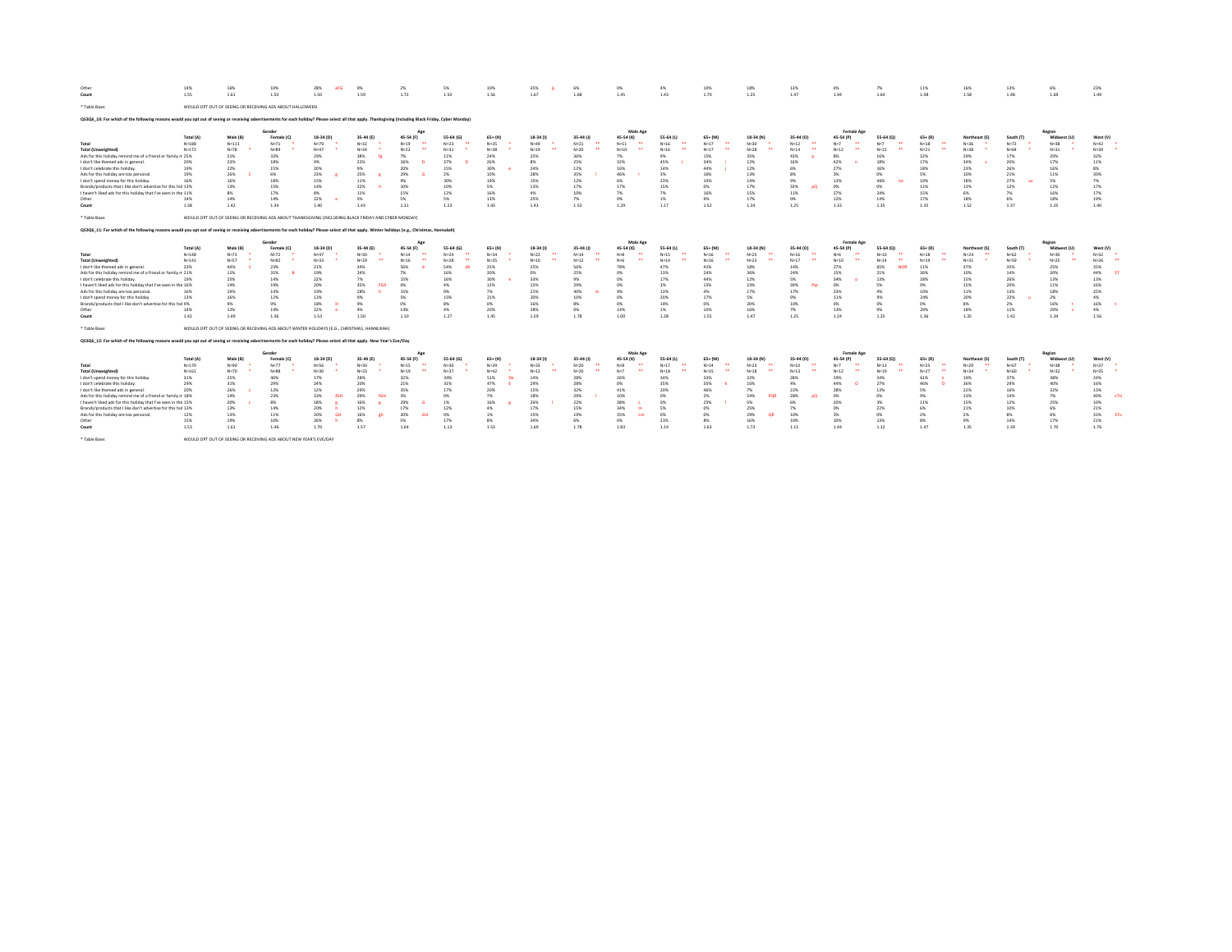| | Total (A) | Male (B) | Female (C) | 18-34 (D) | 35-44 (E) | 45-54 (F) | 55-64 (G) | 65+ (H) | 18-34 (I) | 35-44 (J) | 45-54 (K) | 55-64 (L) | 65+ (M) | 18-34 (N) | 35-44 (O) | 45-54 (P) | 55-64 (Q) | 65+ (R) | Northeast (S) | South (T) | Midwest (U) | West (V) |
|---|---|---|---|---|---|---|---|---|---|---|---|---|---|---|---|---|---|---|---|---|---|---|
| Other | 14% | 16% | 10% | 28% eFG | 9% | 2% | 5% | 10% | 35% jL | 6% | 0% | 4% | 10% | 18% | 13% | 4% | 7% | 11% | 16% | 13% | 6% | 23% |
| Count | 1.55 | 1.61 | 1.50 | 1.50 | 1.59 | 1.72 | 1.50 | 1.56 | 1.67 | 1.68 | 1.45 | 1.43 | 1.70 | 1.25 | 1.47 | 1.94 | 1.64 | 1.48 | 1.58 | 1.48 | 1.69 | 1.49 |

* Table Base: WOULD OPT OUT OF SEEING OR RECEIVING ADS ABOUT HALLOWEEN

**QS3Q6_10: For which of the following reasons would you opt out of seeing or receiving advertisements for each holiday? Please select all that apply. Thanksgiving (including Black Friday, Cyber Monday)**

| | | Gender | | Age | | | | | Male Age | | | | | Female Age | | | | | Region | | | |
|---|---|---|---|---|---|---|---|---|---|---|---|---|---|---|---|---|---|---|---|---|---|---|
| | Total (A) | Male (B) | Female (C) | 18-34 (D) | 35-44 (E) | 45-54 (F) | 55-64 (G) | 65+ (H) | 18-34 (I) | 35-44 (J) | 45-54 (K) | 55-64 (L) | 65+ (M) | 18-34 (N) | 35-44 (O) | 45-54 (P) | 55-64 (Q) | 65+ (R) | Northeast (S) | South (T) | Midwest (U) | West (V) |
| Total | N=188 | N=111 * | N=71 * | N=79 * | N=32 * | N=19 ** | N=23 ** | N=35 * | N=49 * | N=21 ** | N=11 ** | N=16 ** | N=17 ** | N=30 * | N=12 ** | N=7 ** | N=7 ** | N=18 ** | N=36 * | N=72 * | N=38 * | N=42 * |
| Total (Unweighted) | N=172 | N=78 * | N=89 * | N=47 * | N=34 * | N=22 ** | N=31 * | N=38 * | N=19 ** | N=20 ** | N=10 ** | N=16 ** | N=17 ** | N=28 ** | N=14 ** | N=12 ** | N=15 ** | N=21 ** | N=38 * | N=64 * | N=31 * | N=39 * |
| Ads for this holiday remind me of a friend or family m | 25% | 21% | 32% | 29% | 38% fg | 7% | 11% | 24% | 25% | 36% | 7% | 9% | 15% | 35% | 43% p | 8% | 16% | 32% | 29% | 17% | 29% | 32% |
| I don't like themed ads in general. | 20% | 23% | 18% | 9% | 22% | 36% D | 37% D | 26% | 8% | 25% | 32% | 45% I | 34% i | 12% | 16% | 42% n | 18% | 17% | 34% v | 20% | 17% | 11% |
| I don't celebrate this holiday. | 19% | 22% | 15% | 20% | 9% | 20% | 15% | 30% e | 24% | 12% | 16% | 14% | 44% j | 12% | 6% | 27% | 16% | 18% | 23% | 26% | 16% | 8% |
| Ads for this holiday are too personal. | 19% | 26% C | 6% | 23% g | 25% g | 29% G | 2% | 10% | 28% | 35% | 46% l | 3% | 16% | 13% | 8% | 3% | 0% | 5% | 10% | 21% | 11% | 30% |
| I don't spend money for this holiday. | 16% | 16% | 18% | 15% | 11% | 9% | 30% | 19% | 15% | 12% | 6% | 23% | 19% | 14% | 9% | 13% | 46% no | 19% | 18% | 27% uv | 5% | 7% |
| Brands/products that I like don't advertise for this hol | 13% | 13% | 15% | 14% | 22% h | 10% | 10% | 5% | 13% | 17% | 17% | 15% | 0% | 17% | 33% pQ | 0% | 0% | 11% | 13% | 12% | 12% | 17% |
| I haven't liked ads for this holiday that I've seen in the | 11% | 8% | 17% | 8% | 11% | 15% | 12% | 16% | 4% | 10% | 7% | 7% | 16% | 15% | 11% | 27% | 24% | 15% | 6% | 7% | 16% | 17% |
| Other | 14% | 14% | 14% | 22% e | 5% | 5% | 5% | 13% | 25% | 7% | 0% | 3% | 9% | 17% | 0% | 12% | 14% | 17% | 18% | 6% | 18% | 19% |
| Count | 1.38 | 1.42 | 1.34 | 1.40 | 1.43 | 1.31 | 1.23 | 1.43 | 1.43 | 1.53 | 1.29 | 1.17 | 1.52 | 1.34 | 1.25 | 1.33 | 1.35 | 1.35 | 1.52 | 1.37 | 1.25 | 1.40 |

* Table Base: WOULD OPT OUT OF SEEING OR RECEIVING ADS ABOUT THANKSGIVING (INCLUDING BLACK FRIDAY AND CYBER MONDAY)

**QS3Q6_11: For which of the following reasons would you opt out of seeing or receiving advertisements for each holiday? Please select all that apply. Winter holidays (e.g., Christmas, Hannukah)**

| | | Gender | | Age | | | | | Male Age | | | | | Female Age | | | | | Region | | | |
|---|---|---|---|---|---|---|---|---|---|---|---|---|---|---|---|---|---|---|---|---|---|---|
| | Total (A) | Male (B) | Female (C) | 18-34 (D) | 35-44 (E) | 45-54 (F) | 55-64 (G) | 65+ (H) | 18-34 (I) | 35-44 (J) | 45-54 (K) | 55-64 (L) | 65+ (M) | 18-34 (N) | 35-44 (O) | 45-54 (P) | 55-64 (Q) | 65+ (R) | Northeast (S) | South (T) | Midwest (U) | West (V) |
| Total | N=148 | N=73 * | N=72 * | N=47 * | N=30 * | N=14 ** | N=24 ** | N=34 * | N=22 ** | N=14 ** | N=8 ** | N=15 ** | N=16 ** | N=25 ** | N=16 ** | N=6 ** | N=10 ** | N=18 ** | N=24 ** | N=62 * | N=30 * | N=32 * |
| Total (Unweighted) | N=141 | N=57 * | N=82 * | N=33 * | N=29 ** | N=16 ** | N=28 ** | N=35 * | N=10 ** | N=12 ** | N=6 ** | N=14 ** | N=16 ** | N=23 ** | N=17 ** | N=10 ** | N=14 ** | N=19 ** | N=31 * | N=59 * | N=25 ** | N=26 ** |
| I don't like themed ads in general. | 33% | 44% C | 23% | 21% | 34% | 56% d | 54% dh | 25% | 25% | 56% | 78% | 47% | 41% | 18% | 14% | 27% | 85% NOR | 11% | 37% | 35% | 25% | 35% |
| Ads for this holiday remind me of a friend or family m | 23% | 11% | 31% B | 19% | 24% | 7% | 16% | 30% | 0% | 25% | 0% | 13% | 24% | 36% | 24% | 15% | 21% | 36% | 10% | 14% | 20% | 44% ST |
| I don't celebrate this holiday. | 19% | 25% | 14% | 22% | 7% | 15% | 16% | 30% e | 33% | 9% | 0% | 17% | 44% | 12% | 5% | 34% o | 13% | 18% | 15% | 26% | 13% | 13% |
| I haven't liked ads for this holiday that I've seen in the | 16% | 14% | 19% | 20% | 35% FGh | 0% | 4% | 12% | 15% | 29% | 0% | 2% | 15% | 23% | 39% Pqr | 0% | 5% | 9% | 15% | 20% | 11% | 16% |
| Ads for this holiday are too personal. | 16% | 19% | 14% | 19% | 28% h | 15% | 9% | 7% | 21% | 40% m | 9% | 13% | 4% | 17% | 17% | 23% | 4% | 10% | 11% | 13% | 18% | 25% |
| I don't spend money for this holiday. | 13% | 16% | 12% | 12% | 9% | 5% | 15% | 21% | 20% | 10% | 0% | 20% | 17% | 5% | 9% | 11% | 9% | 24% | 20% | 22% u | 2% | 4% |
| Brands/products that I like don't advertise for this hol | 9% | 9% | 9% | 18% H | 9% | 0% | 8% | 0% | 16% | 8% | 0% | 14% | 0% | 20% | 10% | 0% | 0% | 0% | 8% | 2% | 16% t | 16% t |
| Other | 14% | 12% | 14% | 22% e | 4% | 14% | 4% | 20% | 28% | 0% | 14% | 1% | 10% | 16% | 7% | 13% | 9% | 29% | 18% | 11% | 29% s | 4% |
| Count | 1.42 | 1.49 | 1.36 | 1.53 | 1.50 | 1.10 | 1.27 | 1.45 | 1.59 | 1.78 | 1.00 | 1.28 | 1.55 | 1.47 | 1.25 | 1.24 | 1.25 | 1.36 | 1.35 | 1.42 | 1.34 | 1.56 |

* Table Base: WOULD OPT OUT OF SEEING OR RECEIVING ADS ABOUT WINTER HOLIDAYS (E.G., CHRISTMAS, HANNUKAH)

**QS3Q6_12: For which of the following reasons would you opt out of seeing or receiving advertisements for each holiday? Please select all that apply. New Year's Eve/Day**

| | | Gender | | Age | | | | | Male Age | | | | | Female Age | | | | | Region | | | |
|---|---|---|---|---|---|---|---|---|---|---|---|---|---|---|---|---|---|---|---|---|---|---|
| | Total (A) | Male (B) | Female (C) | 18-34 (D) | 35-44 (E) | 45-54 (F) | 55-64 (G) | 65+ (H) | 18-34 (I) | 35-44 (J) | 45-54 (K) | 55-64 (L) | 65+ (M) | 18-34 (N) | 35-44 (O) | 45-54 (P) | 55-64 (Q) | 65+ (R) | Northeast (S) | South (T) | Midwest (U) | West (V) |
| Total | N=170 | N=90 * | N=77 * | N=56 * | N=30 * | N=15 ** | N=30 * | N=39 * | N=33 * | N=20 ** | N=8 ** | N=17 ** | N=14 ** | N=23 ** | N=10 ** | N=7 ** | N=13 ** | N=25 ** | N=29 ** | N=67 * | N=38 * | N=37 * |
| Total (Unweighted) | N=161 | N=70 * | N=88 * | N=30 * | N=33 * | N=19 ** | N=37 * | N=42 * | N=12 ** | N=20 ** | N=7 ** | N=18 ** | N=15 ** | N=18 ** | N=13 ** | N=12 ** | N=19 ** | N=27 ** | N=34 * | N=60 * | N=32 * | N=35 * |
| I don't spend money for this holiday. | 31% | 25% | 40% | 17% | 28% | 32% | 34% | 51% De | 14% | 28% | 26% | 34% | 33% | 22% | 28% | 39% | 34% | 61% n | 19% | 37% | 38% | 24% |
| I don't celebrate this holiday. | 29% | 31% | 29% | 24% | 20% | 21% | 31% | 47% E | 29% | 28% | 0% | 35% | 50% k | 16% | 4% | 44% O | 27% | 46% O | 36% | 29% | 40% | 16% |
| I don't like themed ads in general. | 20% | 26% c | 12% | 12% | 29% | 35% | 17% | 20% | 15% | 32% | 41% | 20% | 46% | 7% | 22% | 28% | 13% | 5% | 22% | 16% | 32% | 13% |
| Ads for this holiday remind me of a friend or family m | 18% | 14% | 23% | 33% fGH | 29% fGH | 5% | 0% | 7% | 18% | 29% | 10% | 0% | 2% | 54% PQR | 28% pQ | 0% | 0% | 9% | 13% | 14% | 7% | 40% sTU |
| I haven't liked ads for this holiday that I've seen in the | 15% | 20% c | 8% | 18% g | 16% g | 29% G | 1% | 16% g | 26% l | 22% | 38% L | 0% | 25% l | 5% | 6% | 20% | 3% | 11% | 15% | 12% | 25% | 10% |
| Brands/products that I like don't advertise for this hol | 13% | 13% | 14% | 20% h | 12% | 17% | 12% | 4% | 17% | 15% | 34% m | 5% | 0% | 25% | 7% | 0% | 22% | 6% | 21% | 10% | 6% | 21% |
| Ads for this holiday are too personal. | 12% | 13% | 11% | 20% GH | 16% gh | 20% GH | 0% | 1% | 15% | 19% | 35% Lm | 0% | 0% | 29% QR | 10% | 3% | 0% | 2% | 2% | 8% | 6% | 31% STu |
| Other | 15% | 19% | 10% | 26% h | 8% | 5% | 17% | 8% | 34% | 6% | 0% | 21% | 8% | 16% | 10% | 10% | 13% | 8% | 9% | 14% | 17% | 21% |
| Count | 1.53 | 1.61 | 1.46 | 1.70 | 1.57 | 1.64 | 1.13 | 1.53 | 1.69 | 1.78 | 1.83 | 1.14 | 1.63 | 1.73 | 1.15 | 1.44 | 1.12 | 1.47 | 1.35 | 1.39 | 1.70 | 1.76 |

* Table Base: WOULD OPT OUT OF SEEING OR RECEIVING ADS ABOUT NEW YEAR'S EVE/DAY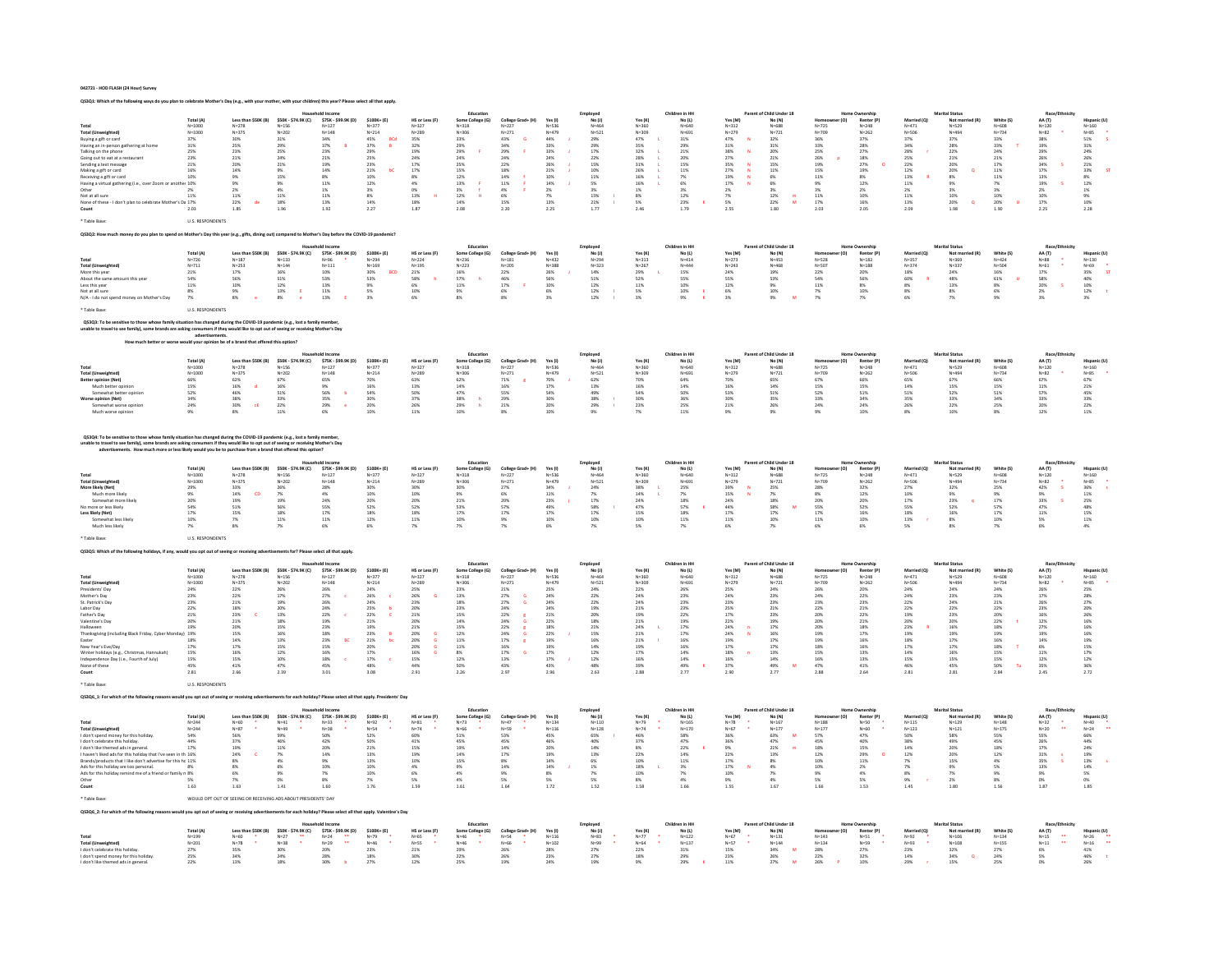042721 - HOD FLASH (24 Hour) Survey

**Q53Q1: Which of the following ways do you plan to celebrate Mother's Day (e.g., with your mother, with your children) this year? Please select all that apply.**

| | Total (A) | Less than $50K (B) | $50K - $74.9K (C) | $75K - $99.9K (D) | $100K+ (E) | HS or Less (F) | Some College (G) | College Grad+ (H) | Yes (I) | No (J) | Yes (K) | No (L) | Yes (M) | No (N) | Homeowner (O) | Renter (P) | Married (Q) | Not married (R) | White (S) | AA (T) | Hispanic (U) |
|---|---|---|---|---|---|---|---|---|---|---|---|---|---|---|---|---|---|---|---|---|---|
| | | Household Income | | | | Education | | | Employed | | Children in HH | | Parent of Child Under 18 | | Home Ownership | | Marital Status | | Race/Ethnicity | | |
| Total | N=1000 | N=278 | N=156 | N=127 | N=377 | N=327 | N=318 | N=227 | N=536 | N=464 | N=360 | N=640 | N=312 | N=688 | N=725 | N=248 | N=471 | N=529 | N=608 | N=120 | N=160 |
| Total (Unweighted) | N=1000 | N=375 | N=202 | N=148 | N=214 | N=289 | N=306 | N=271 | N=479 | N=521 | N=309 | N=691 | N=279 | N=721 | N=709 | N=262 | N=506 | N=494 | N=734 | N=82 * | N=85 * |
| Buying a gift or card | 37% | 30% | 31% | 34% | 45% BCd | 35% | 33% | 43% G | 44% J | 29% | 47% L | 31% | 47% N | 32% | 36% | 37% | 37% | 33% | 38% | 51% S | |
| Having an in-person gathering at home | 31% | 25% | 29% | 37% B | 37% B | 32% | 29% | 34% | 33% | 29% | 35% | 29% | 31% | 31% | 33% | 28% | 34% | 28% | 33% T | 19% | 31% |
| Talking on the phone | 25% | 23% | 25% | 23% | 29% | 19% | 29% F | 29% F | 33% J | 17% | 32% L | 21% | 38% N | 20% | 25% | 27% | 28% r | 22% | 24% | 29% | 24% |
| Going out to eat at a restaurant | 23% | 21% | 24% | 21% | 25% | 24% | 24% | 24% | 24% | 22% | 28% L | 20% | 27% | 21% | 26% p | 18% | 25% | 21% | 21% | 26% | 26% |
| Sending a text message | 21% | 20% | 21% | 19% | 23% | 17% | 25% | 22% | 26% J | 15% | 31% L | 15% | 35% N | 15% | 19% | 27% O | 22% | 20% | 17% | 34% S | 21% |
| Making a gift or card | 16% | 14% | 9% | 14% | 21% bC | 17% | 15% | 18% | 21% J | 10% | 26% L | 11% | 27% N | 11% | 15% | 19% | 12% | 20% Q | 11% | 17% | 33% ST |
| Receiving a gift or card | 10% | 9% | 15% | 8% | 10% | 8% | 12% | 14% f | 10% | 11% | 16% L | 7% | 19% N | 6% | 11% | 8% | 13% R | 8% | 11% | 13% | 8% |
| Having a virtual gathering (i.e., over Zoom or another video platform) | 10% | 9% | 9% | 11% | 12% | 4% | 13% F | 11% F | 14% J | 5% | 16% L | 6% | 17% N | 6% | 9% | 12% | 11% | 9% | 7% | 19% S | 12% |
| Other | 2% | 2% | 4% | 1% | 3% | 0% | 3% f | 4% F | 2% | 3% | 1% | 3% | 2% | 3% | 3% | 2% | 2% | 3% | 2% | 2% | 1% |
| Not at all sure | 11% | 11% | 11% | 11% | 8% | 13% H | 12% H | 6% | 7% | 15% I | 8% | 12% | 7% | 12% m | 11% | 10% | 11% | 10% | 10% | 10% | 9% |
| None of these - I don't plan to celebrate Mother's Day | 17% | 22% de | 18% | 13% | 14% | 18% | 14% | 15% | 13% | 21% I | 5% | 23% K | 5% | 22% M | 17% | 16% | 13% | 20% Q | 20% U | 17% | 10% |
| Count | 2.03 | 1.85 | 1.96 | 1.92 | 2.27 | 1.87 | 2.08 | 2.20 | 2.25 | 1.77 | 2.46 | 1.79 | 2.55 | 1.80 | 2.03 | 2.05 | 2.09 | 1.98 | 1.90 | 2.25 | 2.28 |

* Table Base: U.S. RESPONDENTS

**Q53Q2: How much money do you plan to spend on Mother's Day this year (e.g., gifts, dining out) compared to Mother's Day before the COVID-19 pandemic?**

| | Total (A) | Less than $50K (B) | $50K - $74.9K (C) | $75K - $99.9K (D) | $100K+ (E) | HS or Less (F) | Some College (G) | College Grad+ (H) | Yes (I) | No (J) | Yes (K) | No (L) | Yes (M) | No (N) | Homeowner (O) | Renter (P) | Married (Q) | Not married (R) | White (S) | AA (T) | Hispanic (U) |
|---|---|---|---|---|---|---|---|---|---|---|---|---|---|---|---|---|---|---|---|---|---|
| | | Household Income | | | | Education | | | Employed | | Children in HH | | Parent of Child Under 18 | | Home Ownership | | Marital Status | | Race/Ethnicity | | |
| Total | N=726 | N=187 | N=110 | N=96 * | N=294 | N=224 | N=236 | N=181 | N=432 | N=294 | N=313 | N=414 | N=273 | N=453 | N=528 | N=182 | N=357 | N=369 | N=424 | N=88 * | N=130 |
| Total (Unweighted) | N=711 | N=253 | N=144 | N=111 | N=169 | N=195 | N=223 | N=205 | N=388 | N=323 | N=267 | N=444 | N=243 | N=468 | N=507 | N=188 | N=374 | N=337 | N=504 | N=61 * | N=69 * |
| More this year | 21% | 17% | 16% | 10% | 30% bCD | 21% | 16% | 22% | 26% J | 14% | 29% L | 15% | 24% | 19% | 22% | 20% | 18% | 24% | 16% | 17% | 35% ST |
| About the same amount this year | 54% | 56% | 51% | 53% | 53% | 58% h | 57% h | 46% | 56% | 51% | 52% | 55% | 55% | 53% | 54% | 56% | 60% R | 48% | 61% U | 58% | 40% |
| Less this year | 11% | 10% | 12% | 13% | 9% | 6% | 11% | 17% F | 10% | 12% | 11% | 10% | 12% | 9% | 11% | 8% | 8% | 13% | 8% | 20% S | 10% |
| Not at all sure | 8% | 9% | 13% E | 11% | 5% | 10% | 9% | 6% | 6% | 12% I | 5% | 10% k | 6% | 10% | 7% | 10% | 8% | 8% | 6% | 2% | 12% t |
| N/A - I do not spend money on Mother's Day | 7% | 8% e | 8% e | 13% E | 3% | 6% | 8% | 8% | 3% | 12% I | 3% | 9% K | 3% | 9% M | 7% | 7% | 6% | 7% | 9% | 3% | 3% |

* Table Base: U.S. RESPONDENTS

**Q53Q3: To be sensitive to those whose family situation has changed during the COVID-19 pandemic (e.g., lost a family member, unable to travel to see family), some brands are asking consumers if they would like to opt out of seeing or receiving Mother's Day advertisements. How much better or worse would your opinion be of a brand that offered this option?**

| | Total (A) | Less than $50K (B) | $50K - $74.9K (C) | $75K - $99.9K (D) | $100K+ (E) | HS or Less (F) | Some College (G) | College Grad+ (H) | Yes (I) | No (J) | Yes (K) | No (L) | Yes (M) | No (N) | Homeowner (O) | Renter (P) | Married (Q) | Not married (R) | White (S) | AA (T) | Hispanic (U) |
|---|---|---|---|---|---|---|---|---|---|---|---|---|---|---|---|---|---|---|---|---|---|
| | | Household Income | | | | Education | | | Employed | | Children in HH | | Parent of Child Under 18 | | Home Ownership | | Marital Status | | Race/Ethnicity | | |
| Total | N=1000 | N=278 | N=156 | N=127 | N=377 | N=327 | N=318 | N=227 | N=536 | N=464 | N=360 | N=640 | N=312 | N=688 | N=725 | N=248 | N=471 | N=529 | N=608 | N=120 | N=160 |
| Total (Unweighted) | N=1000 | N=375 | N=202 | N=148 | N=214 | N=289 | N=306 | N=271 | N=479 | N=521 | N=309 | N=691 | N=279 | N=721 | N=709 | N=262 | N=506 | N=494 | N=734 | N=82 * | N=85 * |
| Better opinion (Net) | 66% | 62% | 67% | 65% | 70% | 63% | 62% | 71% g | 70% J | 62% | 70% | 64% | 70% | 65% | 67% | 66% | 65% | 67% | 66% | 67% | 67% |
| Much better opinion | 15% | 16% d | 16% | 9% | 16% | 13% | 14% | 16% | 17% | 13% | 16% | 14% | 16% | 14% | 15% | 15% | 14% | 15% | 15% | 11% | 21% |
| Somewhat better opinion | 52% | 46% | 51% | 56% b | 54% | 50% | 47% | 55% | 54% | 49% | 54% | 50% | 54% | 51% | 52% | 51% | 51% | 52% | 51% | 57% | 45% |
| Worse opinion (Net) | 34% | 38% | 33% | 35% | 30% | 37% | 38% h | 29% | 30% | 38% I | 30% | 36% | 30% | 35% | 33% | 34% | 35% | 33% | 34% | 33% | 33% |
| Somewhat worse opinion | 24% | 30% cE | 22% | 29% e | 20% | 26% | 29% h | 21% | 20% | 29% I | 23% | 25% | 21% | 26% | 24% | 24% | 26% | 22% | 25% | 20% | 22% |
| Much worse opinion | 9% | 8% | 11% | 6% | 10% | 11% | 10% | 8% | 10% | 9% | 7% | 11% | 9% | 9% | 9% | 10% | 8% | 10% | 8% | 12% | 11% |

**Q53Q4: To be sensitive to those whose family situation has changed during the COVID-19 pandemic (e.g., lost a family member, unable to travel to see family), some brands are asking consumers if they would like to opt out of seeing or receiving Mother's Day advertisements. How much more or less likely would you be to purchase from a brand that offered this option?**

| | Total (A) | Less than $50K (B) | $50K - $74.9K (C) | $75K - $99.9K (D) | $100K+ (E) | HS or Less (F) | Some College (G) | College Grad+ (H) | Yes (I) | No (J) | Yes (K) | No (L) | Yes (M) | No (N) | Homeowner (O) | Renter (P) | Married (Q) | Not married (R) | White (S) | AA (T) | Hispanic (U) |
|---|---|---|---|---|---|---|---|---|---|---|---|---|---|---|---|---|---|---|---|---|---|
| | | Household Income | | | | Education | | | Employed | | Children in HH | | Parent of Child Under 18 | | Home Ownership | | Marital Status | | Race/Ethnicity | | |
| Total | N=1000 | N=278 | N=156 | N=127 | N=377 | N=327 | N=318 | N=227 | N=536 | N=464 | N=360 | N=640 | N=312 | N=688 | N=725 | N=248 | N=471 | N=529 | N=608 | N=120 | N=160 |
| Total (Unweighted) | N=1000 | N=375 | N=202 | N=148 | N=214 | N=289 | N=306 | N=271 | N=479 | N=521 | N=309 | N=691 | N=279 | N=721 | N=709 | N=262 | N=506 | N=494 | N=734 | N=82 * | N=85 * |
| More likely (Net) | 29% | 33% | 26% | 28% | 30% | 30% | 30% | 27% | 34% J | 24% | 38% L | 25% | 39% N | 25% | 28% | 32% | 27% | 32% | 25% | 42% S | 36% s |
| Much more likely | 9% | 14% CD | 7% | 4% | 10% | 10% | 9% | 6% | 11% | 7% | 14% L | 7% | 15% N | 7% | 8% | 12% | 10% | 9% | 9% | 9% | 11% |
| Somewhat more likely | 20% | 19% | 19% | 24% | 20% | 21% | 20% | 20% | 23% j | 17% | 24% | 18% | 24% | 18% | 20% | 20% | 17% | 23% q | 17% | 33% S | 25% |
| No more or less likely | 54% | 51% | 56% | 55% | 52% | 52% | 53% | 57% | 49% | 58% I | 47% | 57% K | 44% | 58% M | 55% | 53% | 55% | 52% | 57% | 47% | 48% |
| Less likely (Net) | 17% | 15% | 18% | 17% | 18% | 18% | 17% | 17% | 17% | 17% | 15% | 18% | 17% | 17% | 17% | 16% | 18% | 16% | 17% | 11% | 15% |
| Somewhat less likely | 10% | 7% | 11% | 11% | 12% | 11% | 10% | 9% | 10% | 10% | 10% | 11% | 11% | 10% | 11% | 10% | 13% r | 8% | 10% | 5% | 11% |
| Much less likely | 7% | 8% | 7% | 6% | 6% | 7% | 7% | 7% | 6% | 7% | 5% | 7% | 6% | 7% | 6% | 6% | 5% | 8% | 7% | 6% | 4% |

* Table Base: U.S. RESPONDENTS

**Q53Q5: Which of the following holidays, if any, would you opt out of seeing or receiving advertisements for? Please select all that apply.**

| | Total (A) | Less than $50K (B) | $50K - $74.9K (C) | $75K - $99.9K (D) | $100K+ (E) | HS or Less (F) | Some College (G) | College Grad+ (H) | Yes (I) | No (J) | Yes (K) | No (L) | Yes (M) | No (N) | Homeowner (O) | Renter (P) | Married (Q) | Not married (R) | White (S) | AA (T) | Hispanic (U) |
|---|---|---|---|---|---|---|---|---|---|---|---|---|---|---|---|---|---|---|---|---|---|
| | | Household Income | | | | Education | | | Employed | | Children in HH | | Parent of Child Under 18 | | Home Ownership | | Marital Status | | Race/Ethnicity | | |
| Total | N=1000 | N=278 | N=156 | N=127 | N=377 | N=327 | N=318 | N=227 | N=536 | N=464 | N=360 | N=640 | N=312 | N=688 | N=725 | N=248 | N=471 | N=529 | N=608 | N=120 | N=160 |
| Total (Unweighted) | N=1000 | N=375 | N=202 | N=148 | N=214 | N=289 | N=306 | N=271 | N=479 | N=521 | N=309 | N=691 | N=279 | N=721 | N=709 | N=262 | N=506 | N=494 | N=734 | N=82 * | N=85 * |
| Presidents' Day | 24% | 22% | 26% | 26% | 24% | 25% | 23% | 21% | 25% | 24% | 22% | 26% | 25% | 24% | 26% | 20% | 24% | 24% | 24% | 26% | 25% |
| Mother's Day | 23% | 22% | 17% | 27% c | 26% c | 26% G | 13% | 27% G | 24% | 22% | 24% | 23% | 24% | 23% | 24% | 22% | 24% | 23% | 23% | 17% | 28% |
| St. Patrick's Day | 23% | 21% | 19% | 26% | 24% | 23% | 18% | 27% G | 24% | 22% | 24% | 23% | 23% | 23% | 23% | 23% | 24% | 22% | 21% | 26% | 27% |
| Labor Day | 22% | 18% | 20% | 24% | 25% b | 20% | 23% | 24% | 24% | 19% | 21% | 23% | 25% | 21% | 22% | 21% | 22% | 22% | 22% | 23% | 20% |
| Father's Day | 21% | 23% C | 13% | 22% c | 22% C | 21% | 15% | 22% g | 21% | 20% | 19% | 22% | 17% | 23% | 20% | 22% | 19% | 23% | 20% | 16% | 26% |
| Valentine's Day | 20% | 21% | 18% | 19% | 21% | 20% | 14% | 24% G | 22% | 18% | 21% | 19% | 22% | 19% | 20% | 21% | 20% | 20% | 22% t | 12% | 16% |
| Halloween | 19% | 16% | 23% | 19% | 21% | 21% | 15% | 22% g | 18% | 21% | 24% L | 17% | 24% n | 17% | 20% | 18% | 23% R | 16% | 18% | 27% | 16% |
| Thanksgiving (including Black Friday, Cyber Monday) | 19% | 15% | 16% | 18% | 23% B | 20% G | 12% | 24% G | 22% J | 15% | 21% L | 17% | 24% N | 16% | 19% | 17% | 19% | 19% | 19% | 19% | 16% |
| Easter | 18% | 14% | 13% | 23% BC | 22% bc | 20% G | 11% | 17% g | 19% | 16% | 21% L | 16% | 19% | 17% | 19% | 16% | 18% | 17% | 16% | 14% | 19% |
| New Year's Eve/Day | 17% | 16% | 12% | 16% | 20% | 20% G | 11% | 16% | 19% | 14% | 19% | 16% | 17% | 17% | 18% | 16% | 17% | 17% | 18% T | 6% | 15% |
| Winter holidays (e.g., Christmas, Hannukah) | 15% | 16% | 12% | 16% | 17% | 16% G | 8% | 17% G | 17% | 12% | 17% | 14% | 18% n | 13% | 15% | 13% | 14% | 16% | 15% | 11% | 17% |
| Independence Day (i.e., Fourth of July) | 15% | 15% | 10% | 18% c | 17% c | 15% | 12% | 13% | 17% J | 12% | 16% | 14% | 16% | 14% | 16% | 13% | 15% | 15% | 15% | 12% | 12% |
| None of these | 45% | 41% | 47% | 45% | 48% | 44% | 50% | 43% | 43% | 48% | 39% | 49% K | 37% | 49% M | 47% | 41% | 46% | 45% | 50% Tu | 35% | 36% |
| Count | 2.81 | 2.66 | 2.39 | 3.01 | 3.08 | 2.91 | 2.26 | 2.97 | 2.96 | 2.63 | 2.88 | 2.77 | 2.90 | 2.77 | 2.88 | 2.64 | 2.81 | 2.81 | 2.84 | 2.45 | 2.72 |

* Table Base: U.S. RESPONDENTS

**Q53Q6_1: For which of the following reasons would you opt out of seeing or receiving advertisements for each holiday? Please select all that apply. Presidents' Day**

| | Total (A) | Less than $50K (B) | $50K - $74.9K (C) | $75K - $99.9K (D) | $100K+ (E) | HS or Less (F) | Some College (G) | College Grad+ (H) | Yes (I) | No (J) | Yes (K) | No (L) | Yes (M) | No (N) | Homeowner (O) | Renter (P) | Married (Q) | Not married (R) | White (S) | AA (T) | Hispanic (U) |
|---|---|---|---|---|---|---|---|---|---|---|---|---|---|---|---|---|---|---|---|---|---|
| | | Household Income | | | | Education | | | Employed | | Children in HH | | Parent of Child Under 18 | | Home Ownership | | Marital Status | | Race/Ethnicity | | |
| Total | N=244 | N=60 * | N=41 ** | N=33 ** | N=92 * | N=81 * | N=73 * | N=47 * | N=134 | N=110 | N=79 * | N=165 | N=78 * | N=167 | N=188 | N=50 * | N=115 | N=129 | N=148 | N=32 ** | N=40 * |
| Total (Unweighted) | N=244 | N=87 * | N=49 * | N=38 * | N=54 * | N=74 * | N=66 * | N=59 * | N=116 | N=128 | N=74 * | N=170 | N=67 * | N=177 | N=177 | N=60 * | N=123 | N=121 | N=175 | N=20 ** | N=24 ** |
| I don't spend money for this holiday. | 54% | 56% | 59% | 50% | 52% | 60% | 51% | 53% | 45% | 65% I | 46% | 58% | 36% | 63% M | 57% | 47% | 50% | 58% | 55% | 55% | 66% |
| I don't celebrate this holiday. | 44% | 37% | 46% | 42% | 50% | 41% | 45% | 45% | 46% | 40% | 37% | 47% | 36% | 47% | 45% | 40% | 38% | 49% | 45% | 26% | 44% |
| I don't like themed ads in general. | 17% | 19% | 11% | 20% | 21% | 15% | 19% | 14% | 20% | 14% | 8% | 22% K | 9% | 21% m | 18% | 15% | 14% | 20% | 18% | 17% | 24% |
| I haven't liked ads for this holiday that I've seen in the past. | 16% | 24% C | 7% | 14% | 13% | 19% | 14% | 17% | 19% | 13% | 22% | 14% | 22% | 13% | 12% | 29% O | 12% | 20% | 12% | 31% s | 19% |
| Brands/products that I like don't advertise for this holiday. | 11% | 8% | 4% | 9% | 13% | 10% | 15% | 8% | 14% | 6% | 10% | 11% | 17% | 8% | 10% | 11% | 7% | 15% | 4% | 35% S | 13% s |
| Ads for this holiday are too personal. | 8% | 8% | 6% | 10% | 10% | 4% | 9% | 14% | 14% J | 1% | 18% L | 3% | 17% N | 4% | 10% | 2% | 7% | 9% | 5% | 13% | 14% |
| Ads for this holiday remind me of a friend or family member | 8% | 6% | 9% | 7% | 10% | 6% | 4% | 9% | 8% | 7% | 10% | 7% | 10% | 7% | 9% | 4% | 8% | 7% | 9% | 9% | 5% |
| Other | 5% | 7% | 0% | 8% | 7% | 5% | 4% | 5% | 5% | 5% | 8% | 4% | 9% | 4% | 5% | 5% | 9% r | 2% | 8% | 0% | 0% |
| Count | 1.63 | 1.63 | 1.41 | 1.60 | 1.76 | 1.59 | 1.61 | 1.64 | 1.72 | 1.52 | 1.58 | 1.66 | 1.55 | 1.67 | 1.66 | 1.53 | 1.45 | 1.80 | 1.56 | 1.87 | 1.85 |

* Table Base: WOULD OPT OUT OF SEEING OR RECEIVING ADS ABOUT PRESIDENTS' DAY

**Q53Q6_2: For which of the following reasons would you opt out of seeing or receiving advertisements for each holiday? Please select all that apply. Valentine's Day**

| | Total (A) | Less than $50K (B) | $50K - $74.9K (C) | $75K - $99.9K (D) | $100K+ (E) | HS or Less (F) | Some College (G) | College Grad+ (H) | Yes (I) | No (J) | Yes (K) | No (L) | Yes (M) | No (N) | Homeowner (O) | Renter (P) | Married (Q) | Not married (R) | White (S) | AA (T) | Hispanic (U) |
|---|---|---|---|---|---|---|---|---|---|---|---|---|---|---|---|---|---|---|---|---|---|
| | | Household Income | | | | Education | | | Employed | | Children in HH | | Parent of Child Under 18 | | Home Ownership | | Marital Status | | Race/Ethnicity | | |
| Total | N=199 | N=60 * | N=27 ** | N=24 ** | N=79 * | N=66 * | N=46 * | N=54 * | N=116 | N=83 * | N=77 * | N=122 | N=67 * | N=131 | N=143 | N=51 * | N=92 * | N=106 | N=134 | N=15 ** | N=26 ** |
| Total (Unweighted) | N=201 | N=78 * | N=38 * | N=29 ** | N=46 * | N=55 * | N=46 * | N=66 * | N=102 | N=99 * | N=64 * | N=137 | N=57 * | N=144 | N=134 | N=59 * | N=93 * | N=108 | N=155 | N=11 ** | N=16 ** |
| I don't celebrate this holiday. | 27% | 35% | 30% | 20% | 23% | 21% | 29% | 26% | 28% | 27% | 22% | 31% | 15% | 34% M | 28% | 27% | 23% | 32% | 27% | 6% | 41% |
| I don't spend money for this holiday. | 25% | 34% | 24% | 28% | 18% | 30% | 22% | 26% | 23% | 27% | 18% | 29% | 13% | 26% | 22% | 32% | 14% | 34% Q | 24% | 5% | 46% t |
| I don't like themed ads in general. | 22% | 13% | 18% | 30% b | 27% | 12% | 25% | 19% | 24% | 19% | 9% | 29% K | 11% | 27% M | 26% P | 10% | 29% r | 15% | 25% | 0% | 12% |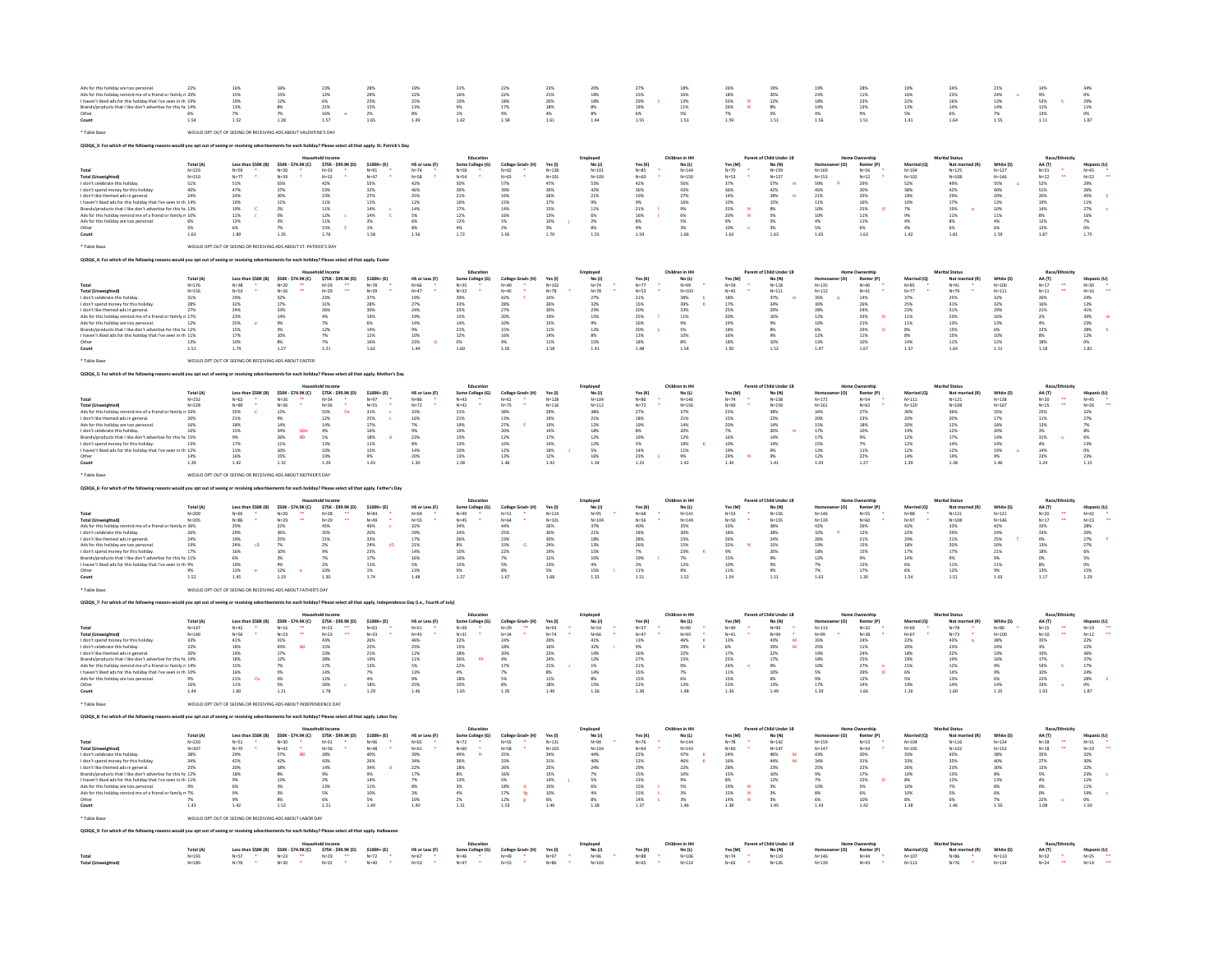| | Total (A) | Less than $50K (B) | $50K - $74.9K (C) | $75K - $99.9K (D) | $100K+ (E) | HS or Less (F) | Some College (G) | College Grad+ (H) | Employed Yes (I) | Employed No (J) | Children in HH Yes (K) | Children in HH No (L) | Parent of Child Under 18 Yes (M) | Parent of Child Under 18 No (N) | Homeowner (O) | Renter (P) | Married (Q) | Not married (R) | White (S) | AA (T) | Hispanic (U) |
|---|---|---|---|---|---|---|---|---|---|---|---|---|---|---|---|---|---|---|---|---|---|
| Ads for this holiday are too personal. | 22% | 16% | 16% | 23% | 28% | 19% | 31% | 22% | 23% | 20% | 27% | 18% | 26% | 19% | 19% | 28% | 19% | 24% | 21% | 14% | 34% |
| Ads for this holiday remind me of a friend or family m | 20% | 15% | 15% | 12% | 28% | 22% | 16% | 22% | 21% | 18% | 25% | 16% | 18% | 20% | 23% | 11% | 16% | 23% | 24% u | 9% | 0% |
| I haven't liked ads for this holiday that I've seen in th | 19% | 19% | 12% | 6% | 23% | 25% | 10% | 18% | 20% | 18% | 29% L | 13% | 33% N | 12% | 18% | 23% | 22% | 16% | 13% | 53% S | 29% |
| Brands/products that I like don't advertise for this ho | 14% | 13% | 8% | 21% | 15% | 13% | 9% | 17% | 18% | 8% | 18% | 11% | 26% N | 8% | 14% | 13% | 13% | 14% | 14% | 11% | 11% |
| Other | 6% | 7% | 7% | 16% e | 2% | 8% | 1% | 9% | 4% | 8% | 6% | 5% | 7% | 5% | 4% | 9% | 5% | 6% | 7% | 13% | 0% |
| Count | 1.54 | 1.52 | 1.28 | 1.57 | 1.65 | 1.49 | 1.42 | 1.58 | 1.61 | 1.44 | 1.55 | 1.53 | 1.59 | 1.51 | 1.56 | 1.51 | 1.41 | 1.64 | 1.55 | 1.11 | 1.87 |

* Table Base: WOULD OPT OUT OF SEEING OR RECEIVING ADS ABOUT VALENTINE'S DAY

**QS3Q6_3: For which of the following reasons would you opt out of seeing or receiving advertisements for each holiday? Please select all that apply. St. Patrick's Day**

| | Total (A) | Less than $50K (B) | $50K - $74.9K (C) | $75K - $99.9K (D) | $100K+ (E) | HS or Less (F) | Some College (G) | College Grad+ (H) | Employed Yes (I) | Employed No (J) | Children in HH Yes (K) | Children in HH No (L) | Parent of Child Under 18 Yes (M) | Parent of Child Under 18 No (N) | Homeowner (O) | Renter (P) | Married (Q) | Not married (R) | White (S) | AA (T) | Hispanic (U) |
|---|---|---|---|---|---|---|---|---|---|---|---|---|---|---|---|---|---|---|---|---|---|
| Total | N=229 | N=58 * | N=30 ** | N=33 * | N=91 * | N=74 * | N=58 * | N=62 * | N=128 | N=101 | N=85 * | N=144 | N=70 * | N=159 | N=169 | N=60 * | N=104 | N=125 | N=127 | N=31 * | N=43 * |
| Total (Unweighted) | N=210 | N=77 * | N=39 * | N=32 * | N=47 * | N=58 * | N=54 * | N=63 * | N=101 | N=109 | N=60 * | N=150 | N=53 * | N=157 | N=153 | N=52 * | N=102 | N=108 | N=146 | N=22 ** | N=22 ** |
| I don't celebrate this holiday. | 51% | 51% | 55% | 42% | 55% | 42% | 50% | 57% | 47% | 55% | 42% | 56% | 37% | 57% m | 50% P | 29% | 52% | 49% | 55% u | 52% | 29% |
| I don't spend money for this holiday. | 40% | 47% | 37% | 53% | 32% | 46% | 39% | 39% | 38% | 42% | 36% | 43% | 36% | 42% | 45% | 30% | 38% | 42% | 40% | 51% | 39% |
| I don't like themed ads in general. | 24% | 24% | 30% | 23% | 27% | 25% | 23% | 16% | 26% | 21% | 19% | 27% | 14% | 28% m | 21% | 35% | 18% | 29% | 20% | 20% | 45% S |
| I haven't liked ads for this holiday that I've seen in th | 14% | 19% | 11% | 11% | 11% | 12% | 16% | 15% | 17% | 9% | 9% | 16% | 10% | 15% | 11% | 16% | 10% | 17% | 13% | 19% | 11% |
| Brands/products that I like don't advertise for this ho | 13% | 19% C | 2% | 11% | 14% c | 14% | 17% | 14% | 15% | 11% | 21% l | 9% | 25% N | 8% | 11% | 25% O | 7% | 19% q | 10% | 14% | 27% s |
| Ads for this holiday remind me of a friend or family m | 10% | 11% c | 0% | 12% c | 14% C | 5% | 12% | 16% | 13% | 6% | 16% l | 6% | 20% N | 5% | 10% | 11% | 9% | 11% | 11% | 8% | 16% |
| Ads for this holiday are too personal. | 6% | 12% | 3% | 11% | 3% | 6% | 12% | 5% | 10% j | 2% | 8% | 5% | 9% | 5% | 4% | 11% | 4% | 8% | 4% | 12% | 7% |
| Other | 5% | 6% | 7% | 15% E | 1% | 8% | 4% | 2% | 3% | 8% | 9% | 3% | 10% n | 3% | 5% | 6% | 4% | 6% | 6% | 12% | 0% |
| Count | 1.63 | 1.89 | 1.35 | 1.76 | 1.58 | 1.56 | 1.72 | 1.65 | 1.70 | 1.55 | 1.59 | 1.66 | 1.63 | 1.63 | 1.65 | 1.63 | 1.42 | 1.81 | 1.59 | 1.87 | 1.75 |

* Table Base: WOULD OPT OUT OF SEEING OR RECEIVING ADS ABOUT ST. PATRICK'S DAY

**QS3Q6_4: For which of the following reasons would you opt out of seeing or receiving advertisements for each holiday? Please select all that apply. Easter**

| | Total (A) | Less than $50K (B) | $50K - $74.9K (C) | $75K - $99.9K (D) | $100K+ (E) | HS or Less (F) | Some College (G) | College Grad+ (H) | Employed Yes (I) | Employed No (J) | Children in HH Yes (K) | Children in HH No (L) | Parent of Child Under 18 Yes (M) | Parent of Child Under 18 No (N) | Homeowner (O) | Renter (P) | Married (Q) | Not married (R) | White (S) | AA (T) | Hispanic (U) |
|---|---|---|---|---|---|---|---|---|---|---|---|---|---|---|---|---|---|---|---|---|---|
| Total | N=176 | N=38 * | N=20 ** | N=29 ** | N=78 * | N=66 * | N=35 * | N=40 * | N=102 | N=74 * | N=77 * | N=99 * | N=58 * | N=118 | N=135 | N=40 * | N=85 * | N=91 * | N=100 | N=17 ** | N=30 * |
| Total (Unweighted) | N=156 | N=53 * | N=26 ** | N=29 ** | N=39 * | N=47 * | N=32 * | N=45 * | N=78 * | N=78 * | N=53 * | N=103 | N=45 * | N=111 | N=112 | N=41 * | N=77 * | N=79 * | N=111 | N=11 ** | N=16 ** |
| I don't celebrate this holiday. | 31% | 29% | 32% | 23% | 37% | 19% | 39% | 42% f | 33% | 27% | 21% | 38% k | 18% | 37% m | 35% p | 14% | 37% | 25% | 32% | 26% | 24% |
| I don't spend money for this holiday. | 28% | 32% | 17% | 31% | 28% | 27% | 33% | 28% | 26% | 32% | 15% | 39% K | 17% | 34% | 30% | 26% | 25% | 31% | 32% | 16% | 13% |
| I don't like themed ads in general. | 27% | 24% | 33% | 26% | 30% | 24% | 25% | 27% | 30% | 23% | 20% | 33% | 25% | 29% | 28% | 24% | 23% | 31% | 29% | 21% | 41% |
| Ads for this holiday remind me of a friend or family m | 17% | 23% | 14% | 9% | 19% | 19% | 15% | 20% | 19% | 15% | 25% l | 11% | 20% | 16% | 12% | 33% O | 11% | 23% | 16% | 2% | 39% st |
| Ads for this holiday are too personal. | 12% | 25% e | 9% | 7% | 6% | 14% | 14% | 10% | 15% | 9% | 16% | 9% | 19% | 9% | 10% | 21% | 11% | 13% | 13% | 4% | 23% |
| Brands/products that I like don't advertise for this ho | 12% | 15% | 3% | 12% | 14% | 9% | 21% | 15% | 11% | 12% | 20% L | 5% | 18% | 8% | 6% | 29% O | 8% | 15% | 6% | 22% | 28% S |
| I haven't liked ads for this holiday that I've seen in th | 11% | 17% | 10% | 7% | 12% | 10% | 12% | 16% | 14% | 8% | 13% | 10% | 16% | 9% | 12% | 11% | 8% | 15% | 10% | 8% | 12% |
| Other | 13% | 10% | 8% | 7% | 16% | 23% G | 0% | 9% | 11% | 15% | 16% | 8% | 18% | 10% | 13% | 10% | 14% | 11% | 12% | 18% | 0% |
| Count | 1.51 | 1.74 | 1.27 | 1.21 | 1.62 | 1.44 | 1.60 | 1.65 | 1.58 | 1.41 | 1.48 | 1.54 | 1.50 | 1.52 | 1.47 | 1.67 | 1.37 | 1.64 | 1.51 | 1.18 | 1.81 |

* Table Base: WOULD OPT OUT OF SEEING OR RECEIVING ADS ABOUT EASTER

**QS3Q6_5: For which of the following reasons would you opt out of seeing or receiving advertisements for each holiday? Please select all that apply. Mother's Day**

| | Total (A) | Less than $50K (B) | $50K - $74.9K (C) | $75K - $99.9K (D) | $100K+ (E) | HS or Less (F) | Some College (G) | College Grad+ (H) | Employed Yes (I) | Employed No (J) | Children in HH Yes (K) | Children in HH No (L) | Parent of Child Under 18 Yes (M) | Parent of Child Under 18 No (N) | Homeowner (O) | Renter (P) | Married (Q) | Not married (R) | White (S) | AA (T) | Hispanic (U) |
|---|---|---|---|---|---|---|---|---|---|---|---|---|---|---|---|---|---|---|---|---|---|
| Total | N=232 | N=62 * | N=26 ** | N=34 * | N=97 * | N=86 * | N=43 * | N=61 * | N=128 | N=104 | N=86 * | N=146 | N=74 * | N=158 | N=172 | N=54 * | N=111 | N=121 | N=138 | N=20 ** | N=45 * |
| Total (Unweighted) | N=228 | N=89 * | N=36 * | N=36 * | N=55 * | N=72 * | N=42 * | N=75 * | N=116 | N=112 | N=72 * | N=156 | N=69 * | N=159 | N=161 | N=62 * | N=120 | N=108 | N=167 | N=15 ** | N=26 ** |
| Ads for this holiday remind me of a friend or family m | 33% | 35% C | 12% | 55% Ce | 31% c | 33% | 31% | 38% | 29% | 38% | 27% | 37% | 23% | 38% | 34% | 27% | 30% | 36% | 35% | 25% | 32% |
| I don't like themed ads in general. | 20% | 21% | 9% | 12% | 25% c | 16% | 21% | 13% | 19% | 21% | 18% | 21% | 15% | 23% | 20% | 23% | 20% | 20% | 17% | 11% | 27% |
| Ads for this holiday are too personal. | 16% | 18% | 14% | 14% | 17% | 7% | 21% | 27% F | 19% | 12% | 19% | 14% | 20% | 14% | 15% | 18% | 20% | 12% | 18% | 13% | 7% |
| I don't celebrate this holiday. | 16% | 15% | 34% bDe | 4% | 16% | 9% | 19% | 20% | 14% | 18% | 8% | 20% | 7% | 20% m | 17% | 10% | 19% | 12% | 20% | 3% | 8% |
| Brands/products that I like don't advertise for this ho | 15% | 9% | 26% BD | 1% | 18% d | 23% | 13% | 12% | 17% | 12% | 19% | 12% | 16% | 14% | 17% | 9% | 12% | 17% | 14% | 31% u | 6% |
| I don't spend money for this holiday. | 13% | 17% | 11% | 13% | 11% | 8% | 13% | 10% | 14% | 12% | 5% | 18% K | 10% | 14% | 15% | 7% | 12% | 14% | 14% | 4% | 13% |
| I haven't liked ads for this holiday that I've seen in th | 12% | 11% | 10% | 10% | 15% | 14% | 10% | 12% | 18% J | 5% | 14% | 11% | 19% | 9% | 13% | 11% | 12% | 12% | 19% s | 14% | 0% |
| Other | 14% | 16% | 15% | 19% | 9% | 20% | 13% | 13% | 12% | 16% | 23% L | 9% | 24% N | 9% | 12% | 22% | 14% | 14% | 9% | 23% | 23% |
| Count | 1.39 | 1.42 | 1.32 | 1.29 | 1.43 | 1.30 | 1.38 | 1.46 | 1.42 | 1.34 | 1.33 | 1.42 | 1.34 | 1.41 | 1.43 | 1.27 | 1.39 | 1.38 | 1.46 | 1.24 | 1.15 |

* Table Base: WOULD OPT OUT OF SEEING OR RECEIVING ADS ABOUT MOTHER'S DAY

**QS3Q6_6: For which of the following reasons would you opt out of seeing or receiving advertisements for each holiday? Please select all that apply. Father's Day**

| | Total (A) | Less than $50K (B) | $50K - $74.9K (C) | $75K - $99.9K (D) | $100K+ (E) | HS or Less (F) | Some College (G) | College Grad+ (H) | Employed Yes (I) | Employed No (J) | Children in HH Yes (K) | Children in HH No (L) | Parent of Child Under 18 Yes (M) | Parent of Child Under 18 No (N) | Homeowner (O) | Renter (P) | Married (Q) | Not married (R) | White (S) | AA (T) | Hispanic (U) |
|---|---|---|---|---|---|---|---|---|---|---|---|---|---|---|---|---|---|---|---|---|---|
| Total | N=209 | N=65 * | N=20 ** | N=28 ** | N=84 * | N=69 * | N=49 * | N=51 * | N=114 | N=95 * | N=68 * | N=141 | N=53 * | N=156 | N=146 | N=55 * | N=88 * | N=121 | N=121 | N=20 ** | N=42 * |
| Total (Unweighted) | N=205 | N=86 * | N=29 ** | N=29 ** | N=49 * | N=55 * | N=45 * | N=64 * | N=101 | N=104 | N=56 * | N=149 | N=50 * | N=155 | N=139 | N=60 * | N=97 * | N=108 | N=146 | N=17 ** | N=23 ** |
| Ads for this holiday remind me of a friend or family m | 36% | 29% | 22% | 45% | 46% c | 32% | 34% | 44% | 36% | 37% | 40% | 35% | 33% | 38% | 42% | 26% | 42% | 33% | 42% | 33% | 28% |
| I don't celebrate this holiday. | 26% | 29% | 36% | 35% | 20% | 29% | 24% | 25% | 30% | 21% | 18% | 30% | 18% | 28% | 32% P | 12% | 22% | 29% | 24% | 33% | 20% |
| I don't like themed ads in general. | 24% | 19% | 25% | 21% | 33% | 17% | 26% | 23% | 30% | 18% | 28% | 23% | 26% | 24% | 26% | 21% | 29% | 21% | 25% T | 0% | 27% T |
| Ads for this holiday are too personal. | 19% | 24% cD | 7% | 2% | 24% cD | 21% | 8% | 33% G | 24% | 13% | 26% | 15% | 32% N | 15% | 19% | 15% | 18% | 20% | 20% | 13% | 27% |
| I don't spend money for this holiday. | 17% | 16% | 30% | 9% | 23% | 14% | 10% | 22% | 19% | 15% | 7% | 23% K | 9% | 20% | 18% | 15% | 17% | 17% | 21% | 18% | 6% |
| Brands/products that I like don't advertise for this ho | 11% | 6% | 3% | 7% | 17% | 16% | 10% | 7% | 12% | 10% | 19% l | 7% | 15% | 9% | 12% | 9% | 14% | 9% | 9% | 0% | 5% |
| I haven't liked ads for this holiday that I've seen in th | 9% | 10% | 4% | 2% | 11% | 5% | 15% | 5% | 13% | 4% | 3% | 12% | 10% | 9% | 7% | 15% | 6% | 11% | 11% | 8% | 0% |
| Other | 9% | 13% e | 12% e | 10% | 1% | 13% | 9% | 8% | 5% | 15% i | 11% | 9% | 11% | 9% | 7% | 17% | 6% | 12% | 9% | 13% | 15% |
| Count | 1.52 | 1.45 | 1.19 | 1.30 | 1.74 | 1.48 | 1.37 | 1.67 | 1.68 | 1.33 | 1.51 | 1.52 | 1.54 | 1.51 | 1.63 | 1.30 | 1.54 | 1.51 | 1.63 | 1.17 | 1.29 |

* Table Base: WOULD OPT OUT OF SEEING OR RECEIVING ADS ABOUT FATHER'S DAY

**QS3Q6_7: For which of the following reasons would you opt out of seeing or receiving advertisements for each holiday? Please select all that apply. Independence Day (i.e., Fourth of July)**

| | Total (A) | Less than $50K (B) | $50K - $74.9K (C) | $75K - $99.9K (D) | $100K+ (E) | HS or Less (F) | Some College (G) | College Grad+ (H) | Employed Yes (I) | Employed No (J) | Children in HH Yes (K) | Children in HH No (L) | Parent of Child Under 18 Yes (M) | Parent of Child Under 18 No (N) | Homeowner (O) | Renter (P) | Married (Q) | Not married (R) | White (S) | AA (T) | Hispanic (U) |
|---|---|---|---|---|---|---|---|---|---|---|---|---|---|---|---|---|---|---|---|---|---|
| Total | N=147 | N=42 * | N=16 ** | N=23 ** | N=63 * | N=51 * | N=39 * | N=29 ** | N=93 * | N=54 * | N=57 * | N=90 * | N=49 * | N=99 * | N=113 | N=32 * | N=69 * | N=78 * | N=89 * | N=15 ** | N=19 ** |
| Total (Unweighted) | N=140 | N=56 * | N=23 ** | N=23 ** | N=33 * | N=45 * | N=31 * | N=34 * | N=74 * | N=66 * | N=47 * | N=93 * | N=41 * | N=99 * | N=99 * | N=38 * | N=67 * | N=73 * | N=100 | N=10 ** | N=12 ** |
| I don't spend money for this holiday. | 33% | 41% | 31% | 43% | 26% | 40% | 32% | 24% | 29% | 41% | 13% | 40% K | 13% | 40% M | 35% | 24% | 22% | 43% q | 38% | 35% | 22% |
| I don't celebrate this holiday. | 22% | 18% | 43% Bd | 15% | 22% | 25% | 15% | 18% | 16% | 32% i | 9% | 29% K | 6% | 29% M | 25% | 11% | 20% | 23% | 24% | 3% | 22% |
| I don't like themed ads in general. | 20% | 19% | 17% | 23% | 21% | 12% | 18% | 20% | 23% | 14% | 16% | 22% | 17% | 22% | 19% | 24% | 18% | 22% | 19% | 19% | 36% |
| Brands/products that I like don't advertise for this ho | 19% | 18% | 12% | 28% | 19% | 11% | 36% fH | 4% | 24% | 12% | 27% | 15% | 25% | 17% | 18% | 25% | 19% | 19% | 16% | 17% | 37% |
| I haven't liked ads for this holiday that I've seen in th | 15% | 15% | 7% | 17% | 13% | 5% | 22% | 17% | 21% J | 1% | 21% | 9% | 24% n | 9% | 10% | 27% o | 15% | 12% | 9% | 54% S | 17% |
| Ads for this holiday remind me of a friend or family m | 14% | 16% | 5% | 14% | 7% | 13% | 4% | 7% | 8% | 14% | 15% | 14% | 11% | 10% | 5% | 29% O | 6% | 14% | 9% | 10% | 24% |
| Ads for this holiday are too personal. | 9% | 21% Ce | 0% | 12% | 4% | 9% | 18% | 5% | 11% | 8% | 15% | 6% | 15% | 6% | 9% | 12% | 5% | 13% | 6% | 22% | 28% S |
| Other | 16% | 11% | 5% | 26% c | 18% | 25% | 20% | 8% | 18% | 15% | 12% | 18% | 13% | 17% | 17% | 14% | 19% | 14% | 17% | 33% u | 0% |
| Count | 1.44 | 1.60 | 1.21 | 1.78 | 1.29 | 1.46 | 1.65 | 1.05 | 1.49 | 1.36 | 1.38 | 1.48 | 1.34 | 1.49 | 1.39 | 1.66 | 1.26 | 1.60 | 1.35 | 1.93 | 1.87 |

* Table Base: WOULD OPT OUT OF SEEING OR RECEIVING ADS ABOUT INDEPENDENCE DAY

**QS3Q6_8: For which of the following reasons would you opt out of seeing or receiving advertisements for each holiday? Please select all that apply. Labor Day**

| | Total (A) | Less than $50K (B) | $50K - $74.9K (C) | $75K - $99.9K (D) | $100K+ (E) | HS or Less (F) | Some College (G) | College Grad+ (H) | Employed Yes (I) | Employed No (J) | Children in HH Yes (K) | Children in HH No (L) | Parent of Child Under 18 Yes (M) | Parent of Child Under 18 No (N) | Homeowner (O) | Renter (P) | Married (Q) | Not married (R) | White (S) | AA (T) | Hispanic (U) |
|---|---|---|---|---|---|---|---|---|---|---|---|---|---|---|---|---|---|---|---|---|---|
| Total | N=220 | N=51 * | N=30 * | N=31 * | N=96 * | N=65 * | N=72 * | N=55 * | N=131 | N=90 * | N=76 * | N=144 | N=78 * | N=142 | N=159 | N=53 * | N=104 | N=116 | N=134 | N=28 ** | N=31 * |
| Total (Unweighted) | N=207 | N=70 * | N=42 * | N=36 * | N=48 * | N=61 * | N=60 * | N=58 * | N=103 | N=104 | N=64 * | N=143 | N=60 * | N=147 | N=147 | N=54 * | N=105 | N=102 | N=152 | N=18 ** | N=19 ** |
| I don't celebrate this holiday. | 38% | 29% | 57% BD | 28% | 40% | 39% | 49% h | 25% | 34% | 44% | 22% | 47% K | 24% | 46% M | 43% | 30% | 33% | 43% | 38% | 35% | 32% |
| I don't spend money for this holiday. | 34% | 42% | 42% | 43% | 26% | 34% | 36% | 33% | 31% | 40% | 13% | 46% K | 16% | 44% M | 34% | 31% | 33% | 35% | 40% | 27% | 30% |
| I don't like themed ads in general. | 25% | 20% | 18% | 14% | 34% d | 22% | 18% | 26% | 25% | 24% | 29% | 22% | 28% | 23% | 25% | 22% | 26% | 23% | 30% | 15% | 22% |
| Brands/products that I like don't advertise for this ho | 12% | 18% | 8% | 9% | 8% | 17% | 8% | 16% | 15% | 7% | 15% | 10% | 15% | 10% | 9% | 17% | 10% | 13% | 8% | 5% | 23% s |
| I haven't liked ads for this holiday that I've seen in th | 11% | 9% | 13% | 2% | 14% | 7% | 13% | 5% | 14% | 7% | 13% | 9% | 8% | 12% | 7% | 22% O | 8% | 13% | 13% | 4% | 12% |
| Ads for this holiday are too personal. | 9% | 6% | 3% | 13% | 11% | 8% | 3% | 18% G | 10% | 6% | 15% l | 5% | 19% N | 3% | 10% | 5% | 10% | 7% | 8% | 0% | 11% |
| Ads for this holiday remind me of a friend or family m | 7% | 9% | 3% | 5% | 10% | 3% | 4% | 17% fg | 10% | 4% | 15% L | 3% | 15% N | 3% | 8% | 6% | 10% | 5% | 6% | 0% | 19% s |
| Other | 7% | 9% | 8% | 6% | 5% | 10% | 2% | 12% g | 6% | 8% | 14% L | 3% | 14% N | 3% | 6% | 10% | 8% | 6% | 7% | 22% u | 0% |
| Count | 1.43 | 1.42 | 1.52 | 1.21 | 1.49 | 1.40 | 1.31 | 1.53 | 1.46 | 1.38 | 1.37 | 1.46 | 1.38 | 1.45 | 1.43 | 1.42 | 1.38 | 1.46 | 1.50 | 1.08 | 1.50 |

* Table Base: WOULD OPT OUT OF SEEING OR RECEIVING ADS ABOUT LABOR DAY

**QS3Q6_9: For which of the following reasons would you opt out of seeing or receiving advertisements for each holiday? Please select all that apply. Halloween**

| | Total (A) | Less than $50K (B) | $50K - $74.9K (C) | $75K - $99.9K (D) | $100K+ (E) | HS or Less (F) | Some College (G) | College Grad+ (H) | Employed Yes (I) | Employed No (J) | Children in HH Yes (K) | Children in HH No (L) | Parent of Child Under 18 Yes (M) | Parent of Child Under 18 No (N) | Homeowner (O) | Renter (P) | Married (Q) | Not married (R) | White (S) | AA (T) | Hispanic (U) |
|---|---|---|---|---|---|---|---|---|---|---|---|---|---|---|---|---|---|---|---|---|---|
| Total | N=193 | N=57 * | N=23 ** | N=29 ** | N=72 * | N=67 * | N=46 * | N=49 * | N=97 * | N=96 * | N=88 * | N=106 | N=74 * | N=119 | N=146 | N=44 * | N=107 | N=86 * | N=110 | N=32 * | N=25 ** |
| Total (Unweighted) | N=189 | N=76 * | N=30 * | N=32 * | N=40 * | N=53 * | N=47 * | N=53 * | N=86 * | N=103 | N=65 * | N=124 | N=63 * | N=126 | N=139 | N=43 * | N=113 | N=76 * | N=134 | N=24 ** | N=14 ** |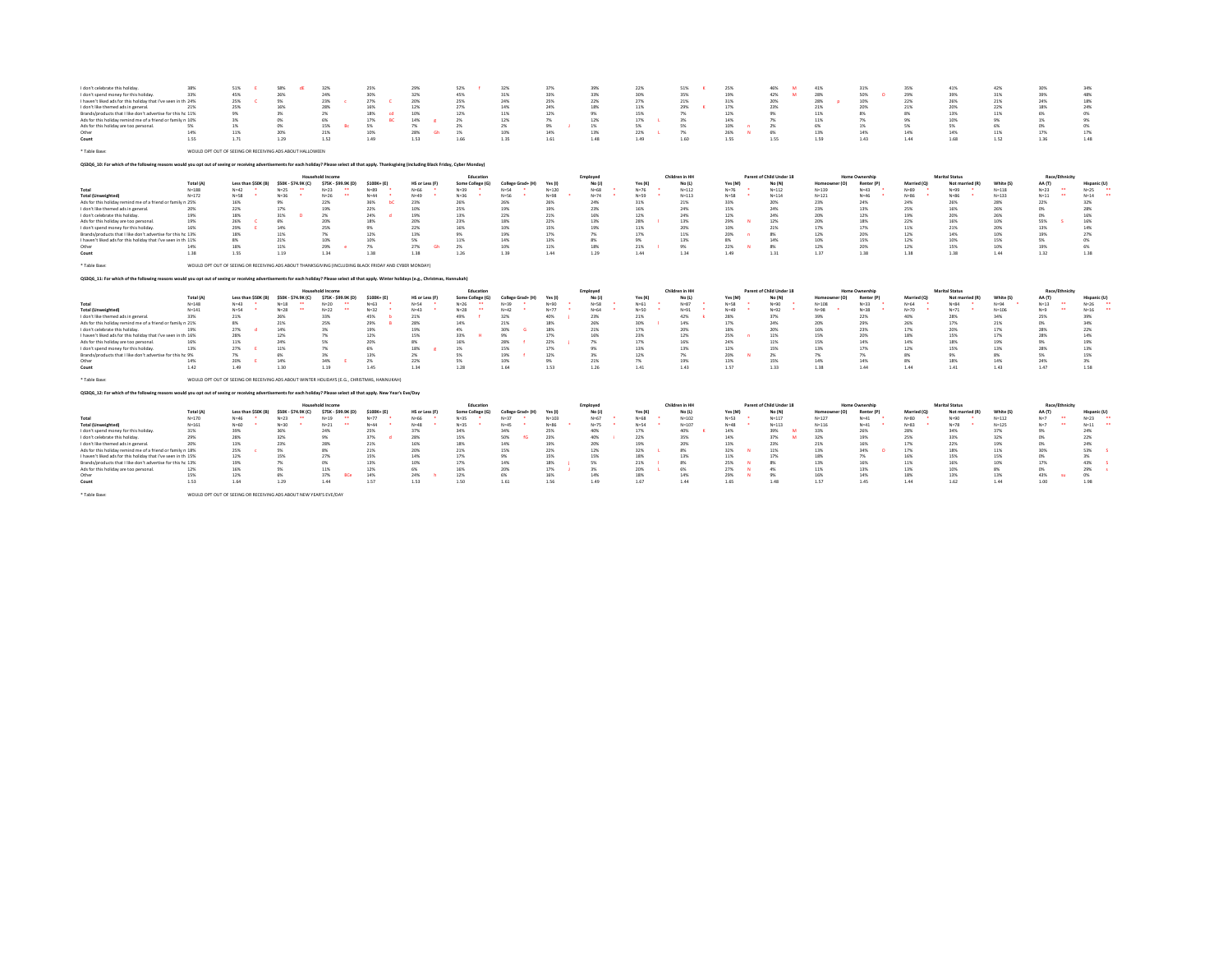| | | | | | | | | | | | | | | | | | | | | |
|---|---|---|---|---|---|---|---|---|---|---|---|---|---|---|---|---|---|---|---|---|
| I don't celebrate this holiday. | 38% | 51% E | 58% dE | 32% | 25% | 29% | 52% f | 32% | 37% | 39% | 22% | 51% K | 25% | 46% M | 41% | 31% | 35% | 41% | 42% | 30% | 34% |
| I don't spend money for this holiday. | 33% | 45% | 26% | 24% | 30% | 32% | 45% | 31% | 33% | 33% | 30% | 35% | 19% | 42% M | 28% | 50% O | 29% | 39% | 31% | 39% | 48% |
| I haven't liked ads for this holiday that I've seen in th | 24% | 25% C | 5% | 23% c | 27% C | 20% | 25% | 24% | 25% | 22% | 27% | 21% | 31% | 20% | 28% p | 10% | 22% | 26% | 21% | 24% | 18% |
| I don't like themed ads in general. | 21% | 25% | 16% | 28% | 16% | 12% | 27% | 14% | 24% | 18% | 11% | 29% K | 17% | 23% | 21% | 20% | 21% | 20% | 22% | 18% | 24% |
| Brands/products that I like don't advertise for this ho | 11% | 9% | 3% | 2% | 18% cd | 10% | 12% | 11% | 12% | 9% | 15% | 7% | 12% | 9% | 11% | 8% | 8% | 13% | 11% | 6% | 0% |
| Ads for this holiday remind me of a friend or family m | 10% | 3% | 0% | 6% | 17% BC | 14% g | 2% | 12% | 7% | 12% | 17% L | 3% | 14% | 7% | 11% | 7% | 9% | 10% | 9% | 1% | 9% |
| Ads for this holiday are too personal. | 5% | 1% | 0% | 15% Bc | 5% | 7% | 2% | 2% | 9% J | 1% | 5% | 5% | 10% n | 2% | 6% | 1% | 5% | 5% | 6% | 0% | 0% |
| Other | 14% | 11% | 20% | 21% | 10% | 28% Gh | 1% | 10% | 14% | 13% | 22% L | 7% | 26% N | 6% | 13% | 14% | 14% | 14% | 11% | 17% | 17% |
| Count | 1.55 | 1.71 | 1.29 | 1.52 | 1.49 | 1.53 | 1.66 | 1.35 | 1.61 | 1.48 | 1.49 | 1.60 | 1.55 | 1.55 | 1.59 | 1.43 | 1.44 | 1.68 | 1.52 | 1.36 | 1.48 |

* Table Base: WOULD OPT OUT OF SEEING OR RECEIVING ADS ABOUT HALLOWEEN

**Q5Q6_10: For which of the following reasons would you opt out of seeing or receiving advertisements for each holiday? Please select all that apply. Thanksgiving (including Black Friday, Cyber Monday)**

| | | Household Income | | | | Education | | | Employed | | Children in HH | | Parent of Child Under 18 | | Home Ownership | | Marital Status | | Race/Ethnicity | | |
|---|---|---|---|---|---|---|---|---|---|---|---|---|---|---|---|---|---|---|---|---|---|
| | Total (A) | Less than $50K (B) | $50K - $74.9K (C) | $75K - $99.9K (D) | $100K+ (E) | HS or Less (F) | Some College (G) | College Grad+ (H) | Yes (I) | No (J) | Yes (K) | No (L) | Yes (M) | No (N) | Homeowner (O) | Renter (P) | Married (Q) | Not married (R) | White (S) | AA (T) | Hispanic (U) |
| Total | N=188 | N=42 * | N=25 ** | N=23 ** | N=89 * | N=66 * | N=39 * | N=54 * | N=120 | N=68 * | N=76 * | N=112 | N=76 * | N=112 | N=139 | N=43 * | N=89 * | N=99 * | N=118 | N=23 ** | N=25 ** |
| Total (Unweighted) | N=172 | N=58 * | N=36 * | N=26 ** | N=44 * | N=49 * | N=36 * | N=56 * | N=98 * | N=74 * | N=59 * | N=113 | N=58 * | N=114 | N=121 | N=46 * | N=86 * | N=86 * | N=133 | N=11 ** | N=14 ** |
| Ads for this holiday remind me of a friend or family m | 25% | 16% | 9% | 22% | 36% bC | 23% | 26% | 26% | 26% | 24% | 31% | 21% | 33% | 20% | 23% | 24% | 24% | 26% | 28% | 22% | 32% |
| I don't like themed ads in general. | 20% | 22% | 17% | 19% | 22% | 10% | 25% | 19% | 19% | 23% | 16% | 24% | 15% | 24% | 23% | 13% | 25% | 16% | 26% | 0% | 28% |
| I don't celebrate this holiday. | 19% | 18% | 31% D | 2% | 24% d | 19% | 13% | 22% | 21% | 16% | 12% | 24% | 12% | 24% | 20% | 12% | 19% | 20% | 26% | 0% | 16% |
| Ads for this holiday are too personal. | 19% | 26% C | 6% | 20% | 18% | 20% | 23% | 18% | 22% | 13% | 28% | 13% | 29% N | 12% | 20% | 18% | 22% | 16% | 10% | 55% S | 16% |
| I don't spend money for this holiday. | 16% | 29% E | 14% | 25% | 9% | 22% | 16% | 10% | 15% | 19% | 11% | 20% | 10% | 21% | 17% | 17% | 11% | 21% | 20% | 13% | 14% |
| Brands/products that I like don't advertise for this ho | 13% | 18% | 11% | 7% | 12% | 13% | 9% | 19% | 17% | 7% | 17% | 11% | 20% n | 8% | 12% | 20% | 12% | 14% | 10% | 19% | 27% |
| I haven't liked ads for this holiday that I've seen in th | 11% | 8% | 21% | 10% | 10% | 5% | 11% | 14% | 13% | 8% | 9% | 13% | 6% | 14% | 10% | 15% | 12% | 10% | 15% | 5% | 0% |
| Other | 14% | 18% | 11% | 29% e | 7% | 27% Gh | 2% | 10% | 11% | 18% | 21% I | 9% | 22% N | 8% | 12% | 20% | 12% | 15% | 10% | 19% | 6% |
| Count | 1.38 | 1.55 | 1.19 | 1.34 | 1.38 | 1.38 | 1.26 | 1.39 | 1.44 | 1.29 | 1.44 | 1.34 | 1.49 | 1.31 | 1.37 | 1.38 | 1.38 | 1.38 | 1.44 | 1.32 | 1.38 |

* Table Base: WOULD OPT OUT OF SEEING OR RECEIVING ADS ABOUT THANKSGIVING (INCLUDING BLACK FRIDAY AND CYBER MONDAY)

**Q5Q6_11: For which of the following reasons would you opt out of seeing or receiving advertisements for each holiday? Please select all that apply. Winter holidays (e.g., Christmas, Hannukah)**

| | | Household Income | | | | Education | | | Employed | | Children in HH | | Parent of Child Under 18 | | Home Ownership | | Marital Status | | Race/Ethnicity | | |
|---|---|---|---|---|---|---|---|---|---|---|---|---|---|---|---|---|---|---|---|---|---|
| | Total (A) | Less than $50K (B) | $50K - $74.9K (C) | $75K - $99.9K (D) | $100K+ (E) | HS or Less (F) | Some College (G) | College Grad+ (H) | Yes (I) | No (J) | Yes (K) | No (L) | Yes (M) | No (N) | Homeowner (O) | Renter (P) | Married (Q) | Not married (R) | White (S) | AA (T) | Hispanic (U) |
| Total | N=148 | N=43 * | N=18 ** | N=20 ** | N=63 * | N=54 * | N=26 ** | N=39 * | N=90 * | N=58 * | N=61 * | N=87 * | N=58 * | N=90 * | N=108 | N=33 * | N=64 * | N=84 * | N=94 * | N=13 ** | N=26 ** |
| Total (Unweighted) | N=141 | N=54 * | N=28 ** | N=22 ** | N=32 * | N=43 * | N=28 ** | N=42 * | N=77 * | N=64 * | N=50 * | N=91 * | N=49 * | N=92 * | N=98 * | N=38 * | N=70 * | N=71 * | N=106 | N=9 ** | N=16 ** |
| I don't like themed ads in general. | 33% | 21% | 26% | 33% | 45% b | 21% | 49% f | 32% | 40% j | 23% | 21% | 42% k | 28% | 37% | 39% | 22% | 40% | 28% | 34% | 25% | 39% |
| Ads for this holiday remind me of a friend or family m | 21% | 8% | 21% | 25% | 29% B | 28% | 14% | 21% | 18% | 26% | 30% l | 14% | 17% | 24% | 20% | 29% | 26% | 17% | 21% | 0% | 34% |
| I don't celebrate this holiday. | 19% | 27% d | 14% | 3% | 19% | 19% | 4% | 30% G | 18% | 21% | 17% | 20% | 18% | 20% | 16% | 23% | 17% | 20% | 17% | 28% | 22% |
| I haven't liked ads for this holiday that I've seen in th | 16% | 28% | 12% | 7% | 12% | 15% | 33% H | 9% | 17% | 16% | 23% | 12% | 25% n | 11% | 15% | 20% | 18% | 15% | 17% | 28% | 14% |
| Ads for this holiday are too personal. | 16% | 11% | 24% | 5% | 20% | 8% | 16% | 28% f | 22% j | 7% | 17% | 16% | 24% | 11% | 15% | 14% | 14% | 18% | 19% | 9% | 19% |
| I don't spend money for this holiday. | 13% | 27% E | 11% | 7% | 6% | 18% g | 1% | 15% | 17% | 9% | 13% | 13% | 12% | 15% | 13% | 17% | 12% | 15% | 13% | 28% | 13% |
| Brands/products that I like don't advertise for this ho | 9% | 7% | 6% | 3% | 13% | 2% | 5% | 19% f | 12% | 3% | 12% | 7% | 20% N | 2% | 7% | 7% | 8% | 9% | 8% | 5% | 15% |
| Other | 14% | 20% E | 14% | 34% E | 2% | 22% | 5% | 10% | 9% | 21% | 7% | 19% | 13% | 15% | 14% | 14% | 8% | 18% | 14% | 24% | 3% |
| Count | 1.42 | 1.49 | 1.30 | 1.19 | 1.45 | 1.34 | 1.28 | 1.64 | 1.53 | 1.26 | 1.41 | 1.43 | 1.57 | 1.33 | 1.38 | 1.44 | 1.44 | 1.41 | 1.43 | 1.47 | 1.58 |

* Table Base: WOULD OPT OUT OF SEEING OR RECEIVING ADS ABOUT WINTER HOLIDAYS (E.G., CHRISTMAS, HANNUKAH)

**Q5Q6_12: For which of the following reasons would you opt out of seeing or receiving advertisements for each holiday? Please select all that apply. New Year's Eve/Day**

| | | Household Income | | | | Education | | | Employed | | Children in HH | | Parent of Child Under 18 | | Home Ownership | | Marital Status | | Race/Ethnicity | | |
|---|---|---|---|---|---|---|---|---|---|---|---|---|---|---|---|---|---|---|---|---|---|
| | Total (A) | Less than $50K (B) | $50K - $74.9K (C) | $75K - $99.9K (D) | $100K+ (E) | HS or Less (F) | Some College (G) | College Grad+ (H) | Yes (I) | No (J) | Yes (K) | No (L) | Yes (M) | No (N) | Homeowner (O) | Renter (P) | Married (Q) | Not married (R) | White (S) | AA (T) | Hispanic (U) |
| Total | N=170 | N=46 * | N=23 ** | N=19 ** | N=77 * | N=66 * | N=35 * | N=37 * | N=103 | N=67 * | N=68 * | N=102 | N=53 * | N=117 | N=127 | N=41 * | N=80 * | N=90 * | N=112 | N=7 ** | N=23 ** |
| Total (Unweighted) | N=161 | N=60 * | N=30 * | N=21 ** | N=44 * | N=48 * | N=35 * | N=45 * | N=86 * | N=75 * | N=54 * | N=107 | N=48 * | N=113 | N=116 | N=41 * | N=83 * | N=78 * | N=125 | N=7 ** | N=11 ** |
| I don't spend money for this holiday. | 31% | 39% | 36% | 24% | 25% | 37% | 34% | 34% | 25% | 40% | 17% | 40% K | 14% | 39% M | 33% | 26% | 28% | 34% | 37% | 9% | 24% |
| I don't celebrate this holiday. | 29% | 28% | 32% | 9% | 37% d | 28% | 15% | 50% fG | 23% | 40% I | 22% | 35% | 14% | 37% M | 32% | 19% | 25% | 33% | 32% | 0% | 22% |
| I don't like themed ads in general. | 20% | 13% | 23% | 28% | 21% | 16% | 18% | 14% | 19% | 20% | 19% | 20% | 13% | 23% | 21% | 16% | 17% | 22% | 19% | 0% | 24% |
| Ads for this holiday remind me of a friend or family m | 18% | 25% c | 5% | 8% | 21% | 20% | 21% | 15% | 22% | 12% | 32% L | 8% | 32% N | 11% | 13% | 34% O | 17% | 18% | 11% | 30% | 53% S |
| I haven't liked ads for this holiday that I've seen in th | 15% | 12% | 15% | 27% | 15% | 14% | 17% | 9% | 15% | 15% | 18% | 13% | 11% | 17% | 18% | 7% | 16% | 15% | 15% | 0% | 3% |
| Brands/products that I like don't advertise for this ho | 13% | 19% | 7% | 0% | 13% | 10% | 17% | 14% | 18% j | 5% | 21% l | 8% | 25% N | 8% | 13% | 16% | 11% | 16% | 10% | 17% | 43% S |
| Ads for this holiday are too personal. | 12% | 16% | 5% | 11% | 12% | 6% | 16% | 20% | 17% j | 3% | 20% L | 6% | 27% N | 4% | 11% | 13% | 13% | 10% | 8% | 0% | 29% s |
| Other | 15% | 12% | 6% | 37% BCe | 14% | 24% h | 12% | 6% | 16% | 14% | 18% | 14% | 29% N | 9% | 16% | 14% | 18% | 13% | 13% | 43% su | 0% |
| Count | 1.53 | 1.64 | 1.29 | 1.44 | 1.57 | 1.53 | 1.50 | 1.61 | 1.56 | 1.49 | 1.67 | 1.44 | 1.65 | 1.48 | 1.57 | 1.45 | 1.44 | 1.62 | 1.44 | 1.00 | 1.98 |

* Table Base: WOULD OPT OUT OF SEEING OR RECEIVING ADS ABOUT NEW YEAR'S EVE/DAY